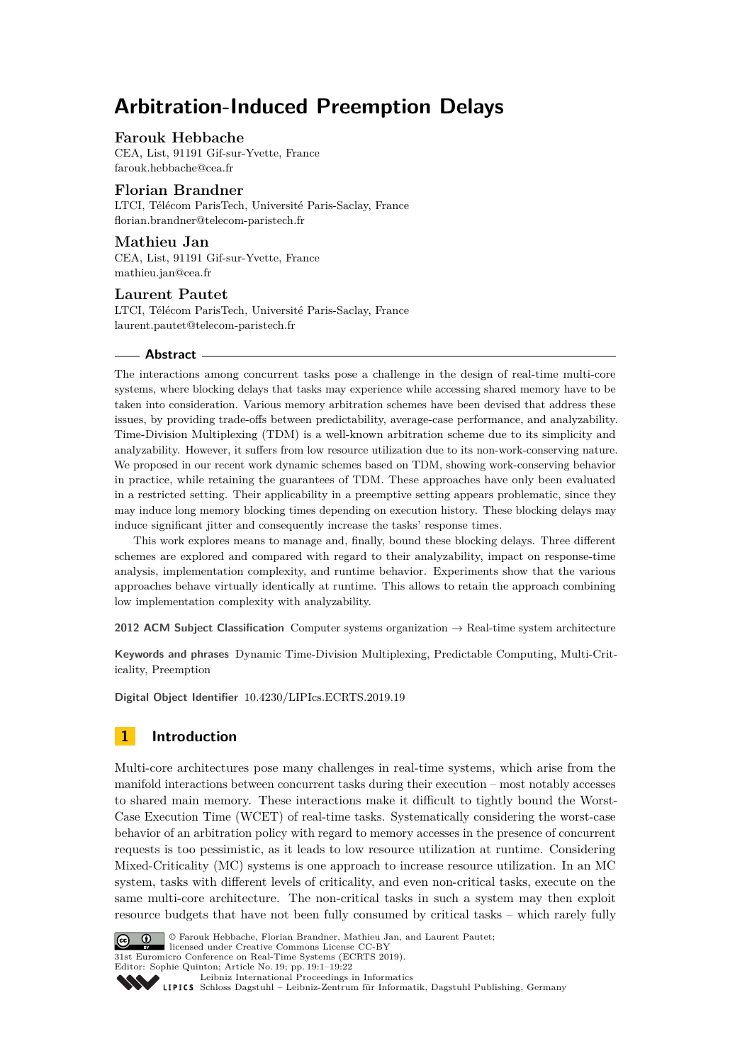# Arbitration-Induced Preemption Delays

**Farouk Hebbache**
CEA, List, 91191 Gif-sur-Yvette, France
farouk.hebbache@cea.fr

**Florian Brandner**
LTCI, Télécom ParisTech, Université Paris-Saclay, France
florian.brandner@telecom-paristech.fr

**Mathieu Jan**
CEA, List, 91191 Gif-sur-Yvette, France
mathieu.jan@cea.fr

**Laurent Pautet**
LTCI, Télécom ParisTech, Université Paris-Saclay, France
laurent.pautet@telecom-paristech.fr

## Abstract

The interactions among concurrent tasks pose a challenge in the design of real-time multi-core systems, where blocking delays that tasks may experience while accessing shared memory have to be taken into consideration. Various memory arbitration schemes have been devised that address these issues, by providing trade-offs between predictability, average-case performance, and analyzability. Time-Division Multiplexing (TDM) is a well-known arbitration scheme due to its simplicity and analyzability. However, it suffers from low resource utilization due to its non-work-conserving nature. We proposed in our recent work dynamic schemes based on TDM, showing work-conserving behavior in practice, while retaining the guarantees of TDM. These approaches have only been evaluated in a restricted setting. Their applicability in a preemptive setting appears problematic, since they may induce long memory blocking times depending on execution history. These blocking delays may induce significant jitter and consequently increase the tasks' response times.

This work explores means to manage and, finally, bound these blocking delays. Three different schemes are explored and compared with regard to their analyzability, impact on response-time analysis, implementation complexity, and runtime behavior. Experiments show that the various approaches behave virtually identically at runtime. This allows to retain the approach combining low implementation complexity with analyzability.

**2012 ACM Subject Classification** Computer systems organization → Real-time system architecture

**Keywords and phrases** Dynamic Time-Division Multiplexing, Predictable Computing, Multi-Criticality, Preemption

**Digital Object Identifier** 10.4230/LIPIcs.ECRTS.2019.19

## 1 Introduction

Multi-core architectures pose many challenges in real-time systems, which arise from the manifold interactions between concurrent tasks during their execution – most notably accesses to shared main memory. These interactions make it difficult to tightly bound the Worst-Case Execution Time (WCET) of real-time tasks. Systematically considering the worst-case behavior of an arbitration policy with regard to memory accesses in the presence of concurrent requests is too pessimistic, as it leads to low resource utilization at runtime. Considering Mixed-Criticality (MC) systems is one approach to increase resource utilization. In an MC system, tasks with different levels of criticality, and even non-critical tasks, execute on the same multi-core architecture. The non-critical tasks in such a system may then exploit resource budgets that have not been fully consumed by critical tasks – which rarely fully

© Farouk Hebbache, Florian Brandner, Mathieu Jan, and Laurent Pautet;
licensed under Creative Commons License CC-BY
31st Euromicro Conference on Real-Time Systems (ECRTS 2019).
Editor: Sophie Quinton; Article No. 19; pp. 19:1–19:22
Leibniz International Proceedings in Informatics
Schloss Dagstuhl – Leibniz-Zentrum für Informatik, Dagstuhl Publishing, Germany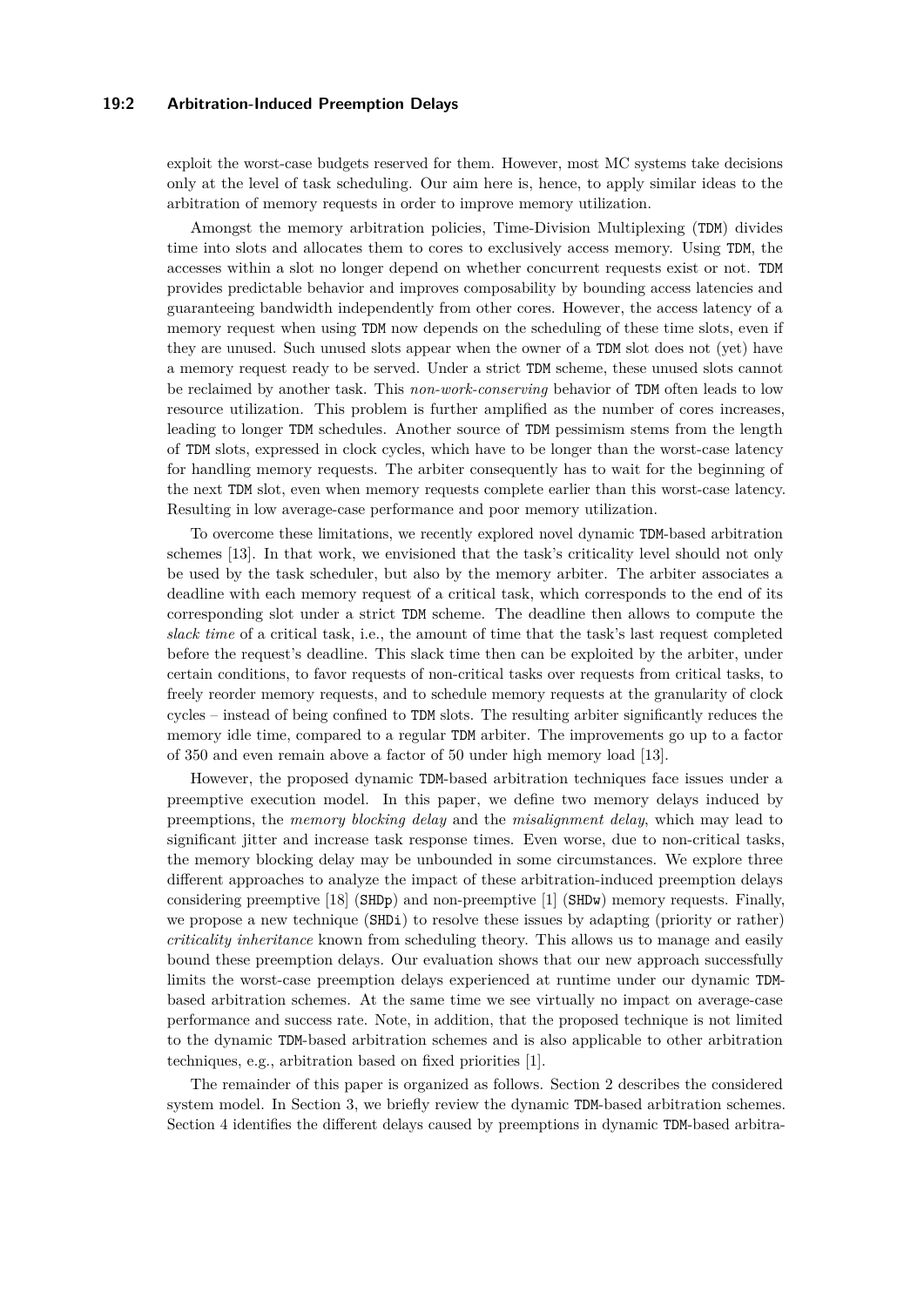exploit the worst-case budgets reserved for them. However, most MC systems take decisions only at the level of task scheduling. Our aim here is, hence, to apply similar ideas to the arbitration of memory requests in order to improve memory utilization.

Amongst the memory arbitration policies, Time-Division Multiplexing (TDM) divides time into slots and allocates them to cores to exclusively access memory. Using TDM, the accesses within a slot no longer depend on whether concurrent requests exist or not. TDM provides predictable behavior and improves composability by bounding access latencies and guaranteeing bandwidth independently from other cores. However, the access latency of a memory request when using TDM now depends on the scheduling of these time slots, even if they are unused. Such unused slots appear when the owner of a TDM slot does not (yet) have a memory request ready to be served. Under a strict TDM scheme, these unused slots cannot be reclaimed by another task. This *non-work-conserving* behavior of TDM often leads to low resource utilization. This problem is further amplified as the number of cores increases, leading to longer TDM schedules. Another source of TDM pessimism stems from the length of TDM slots, expressed in clock cycles, which have to be longer than the worst-case latency for handling memory requests. The arbiter consequently has to wait for the beginning of the next TDM slot, even when memory requests complete earlier than this worst-case latency. Resulting in low average-case performance and poor memory utilization.

To overcome these limitations, we recently explored novel dynamic TDM-based arbitration schemes [13]. In that work, we envisioned that the task's criticality level should not only be used by the task scheduler, but also by the memory arbiter. The arbiter associates a deadline with each memory request of a critical task, which corresponds to the end of its corresponding slot under a strict TDM scheme. The deadline then allows to compute the *slack time* of a critical task, i.e., the amount of time that the task's last request completed before the request's deadline. This slack time then can be exploited by the arbiter, under certain conditions, to favor requests of non-critical tasks over requests from critical tasks, to freely reorder memory requests, and to schedule memory requests at the granularity of clock cycles – instead of being confined to TDM slots. The resulting arbiter significantly reduces the memory idle time, compared to a regular TDM arbiter. The improvements go up to a factor of 350 and even remain above a factor of 50 under high memory load [13].

However, the proposed dynamic TDM-based arbitration techniques face issues under a preemptive execution model. In this paper, we define two memory delays induced by preemptions, the *memory blocking delay* and the *misalignment delay*, which may lead to significant jitter and increase task response times. Even worse, due to non-critical tasks, the memory blocking delay may be unbounded in some circumstances. We explore three different approaches to analyze the impact of these arbitration-induced preemption delays considering preemptive [18] (SHDp) and non-preemptive [1] (SHDw) memory requests. Finally, we propose a new technique (SHDi) to resolve these issues by adapting (priority or rather) *criticality inheritance* known from scheduling theory. This allows us to manage and easily bound these preemption delays. Our evaluation shows that our new approach successfully limits the worst-case preemption delays experienced at runtime under our dynamic TDM-based arbitration schemes. At the same time we see virtually no impact on average-case performance and success rate. Note, in addition, that the proposed technique is not limited to the dynamic TDM-based arbitration schemes and is also applicable to other arbitration techniques, e.g., arbitration based on fixed priorities [1].

The remainder of this paper is organized as follows. Section 2 describes the considered system model. In Section 3, we briefly review the dynamic TDM-based arbitration schemes. Section 4 identifies the different delays caused by preemptions in dynamic TDM-based arbitra-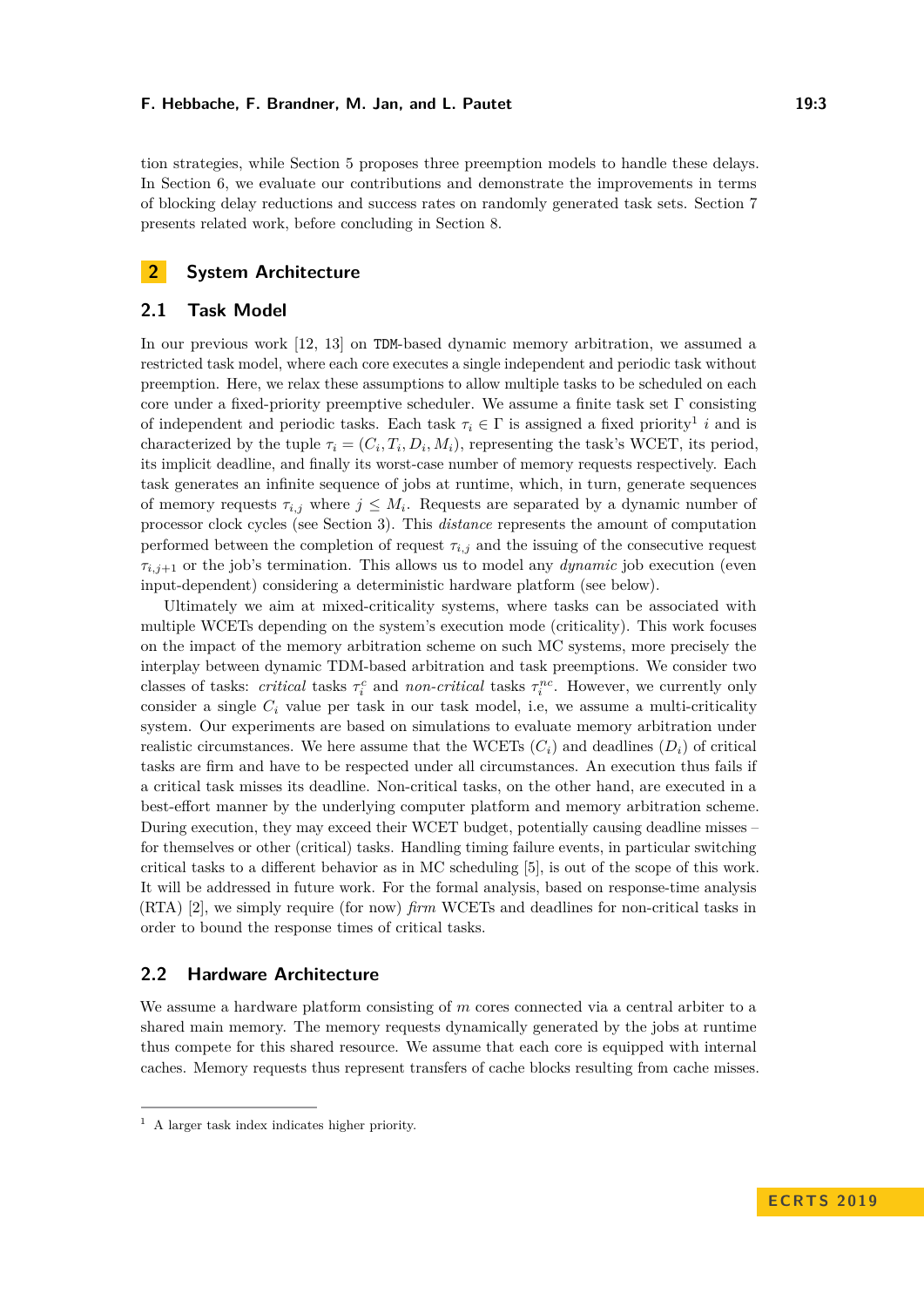tion strategies, while Section 5 proposes three preemption models to handle these delays. In Section 6, we evaluate our contributions and demonstrate the improvements in terms of blocking delay reductions and success rates on randomly generated task sets. Section 7 presents related work, before concluding in Section 8.

## 2 System Architecture

### 2.1 Task Model

In our previous work [12, 13] on TDM-based dynamic memory arbitration, we assumed a restricted task model, where each core executes a single independent and periodic task without preemption. Here, we relax these assumptions to allow multiple tasks to be scheduled on each core under a fixed-priority preemptive scheduler. We assume a finite task set $\Gamma$ consisting of independent and periodic tasks. Each task $\tau_i \in \Gamma$ is assigned a fixed priority[1] $i$ and is characterized by the tuple $\tau_i = (C_i, T_i, D_i, M_i)$, representing the task's WCET, its period, its implicit deadline, and finally its worst-case number of memory requests respectively. Each task generates an infinite sequence of jobs at runtime, which, in turn, generate sequences of memory requests $\tau_{i,j}$ where $j \leq M_i$. Requests are separated by a dynamic number of processor clock cycles (see Section 3). This *distance* represents the amount of computation performed between the completion of request $\tau_{i,j}$ and the issuing of the consecutive request $\tau_{i,j+1}$ or the job's termination. This allows us to model any *dynamic* job execution (even input-dependent) considering a deterministic hardware platform (see below).

Ultimately we aim at mixed-criticality systems, where tasks can be associated with multiple WCETs depending on the system's execution mode (criticality). This work focuses on the impact of the memory arbitration scheme on such MC systems, more precisely the interplay between dynamic TDM-based arbitration and task preemptions. We consider two classes of tasks: *critical* tasks $\tau_i^c$ and *non-critical* tasks $\tau_i^{nc}$. However, we currently only consider a single $C_i$ value per task in our task model, i.e, we assume a multi-criticality system. Our experiments are based on simulations to evaluate memory arbitration under realistic circumstances. We here assume that the WCETs ($C_i$) and deadlines ($D_i$) of critical tasks are firm and have to be respected under all circumstances. An execution thus fails if a critical task misses its deadline. Non-critical tasks, on the other hand, are executed in a best-effort manner by the underlying computer platform and memory arbitration scheme. During execution, they may exceed their WCET budget, potentially causing deadline misses – for themselves or other (critical) tasks. Handling timing failure events, in particular switching critical tasks to a different behavior as in MC scheduling [5], is out of the scope of this work. It will be addressed in future work. For the formal analysis, based on response-time analysis (RTA) [2], we simply require (for now) *firm* WCETs and deadlines for non-critical tasks in order to bound the response times of critical tasks.

### 2.2 Hardware Architecture

We assume a hardware platform consisting of $m$ cores connected via a central arbiter to a shared main memory. The memory requests dynamically generated by the jobs at runtime thus compete for this shared resource. We assume that each core is equipped with internal caches. Memory requests thus represent transfers of cache blocks resulting from cache misses.

[1] A larger task index indicates higher priority.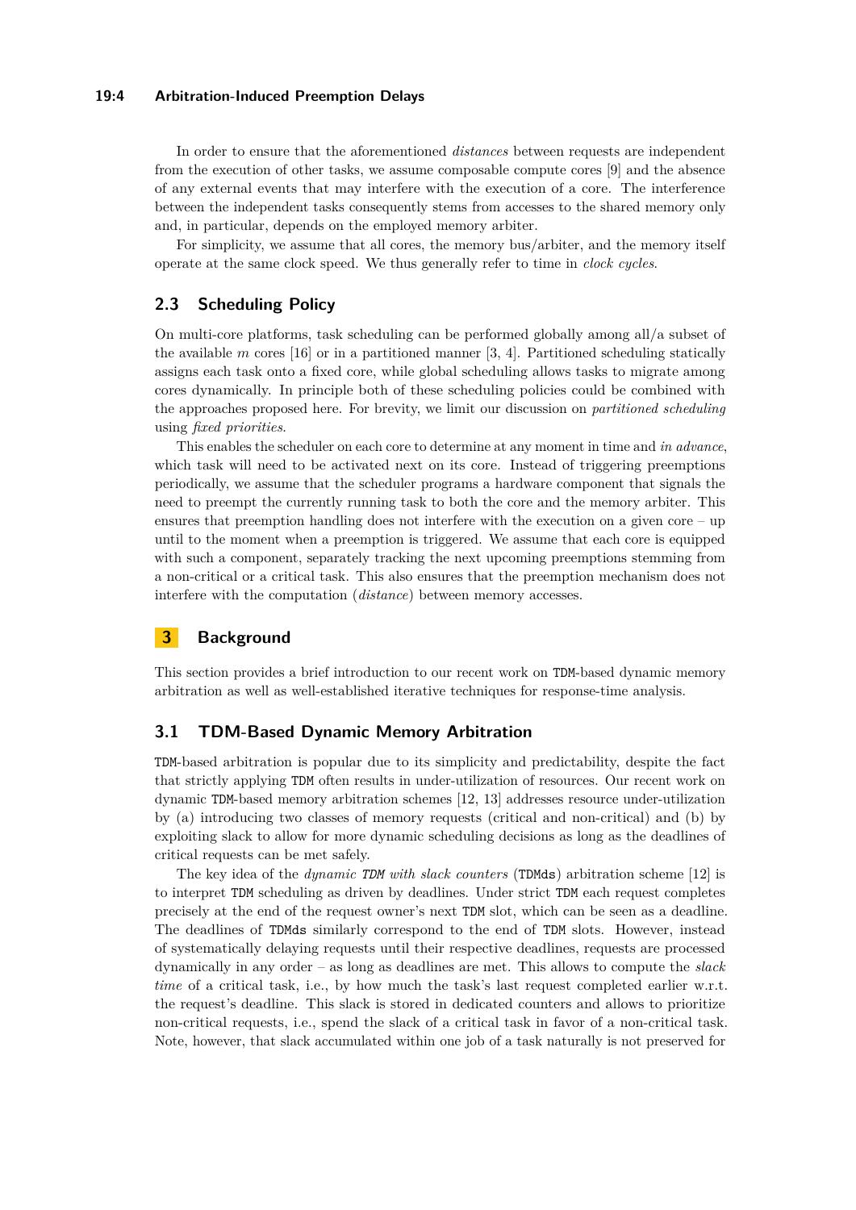In order to ensure that the aforementioned *distances* between requests are independent from the execution of other tasks, we assume composable compute cores [9] and the absence of any external events that may interfere with the execution of a core. The interference between the independent tasks consequently stems from accesses to the shared memory only and, in particular, depends on the employed memory arbiter.

For simplicity, we assume that all cores, the memory bus/arbiter, and the memory itself operate at the same clock speed. We thus generally refer to time in *clock cycles*.

## 2.3 Scheduling Policy

On multi-core platforms, task scheduling can be performed globally among all/a subset of the available $m$ cores [16] or in a partitioned manner [3, 4]. Partitioned scheduling statically assigns each task onto a fixed core, while global scheduling allows tasks to migrate among cores dynamically. In principle both of these scheduling policies could be combined with the approaches proposed here. For brevity, we limit our discussion on *partitioned scheduling* using *fixed priorities*.

This enables the scheduler on each core to determine at any moment in time and *in advance*, which task will need to be activated next on its core. Instead of triggering preemptions periodically, we assume that the scheduler programs a hardware component that signals the need to preempt the currently running task to both the core and the memory arbiter. This ensures that preemption handling does not interfere with the execution on a given core – up until to the moment when a preemption is triggered. We assume that each core is equipped with such a component, separately tracking the next upcoming preemptions stemming from a non-critical or a critical task. This also ensures that the preemption mechanism does not interfere with the computation (*distance*) between memory accesses.

# 3 Background

This section provides a brief introduction to our recent work on TDM-based dynamic memory arbitration as well as well-established iterative techniques for response-time analysis.

## 3.1 TDM-Based Dynamic Memory Arbitration

TDM-based arbitration is popular due to its simplicity and predictability, despite the fact that strictly applying TDM often results in under-utilization of resources. Our recent work on dynamic TDM-based memory arbitration schemes [12, 13] addresses resource under-utilization by (a) introducing two classes of memory requests (critical and non-critical) and (b) by exploiting slack to allow for more dynamic scheduling decisions as long as the deadlines of critical requests can be met safely.

The key idea of the *dynamic TDM with slack counters* (TDMds) arbitration scheme [12] is to interpret TDM scheduling as driven by deadlines. Under strict TDM each request completes precisely at the end of the request owner's next TDM slot, which can be seen as a deadline. The deadlines of TDMds similarly correspond to the end of TDM slots. However, instead of systematically delaying requests until their respective deadlines, requests are processed dynamically in any order – as long as deadlines are met. This allows to compute the *slack time* of a critical task, i.e., by how much the task's last request completed earlier w.r.t. the request's deadline. This slack is stored in dedicated counters and allows to prioritize non-critical requests, i.e., spend the slack of a critical task in favor of a non-critical task. Note, however, that slack accumulated within one job of a task naturally is not preserved for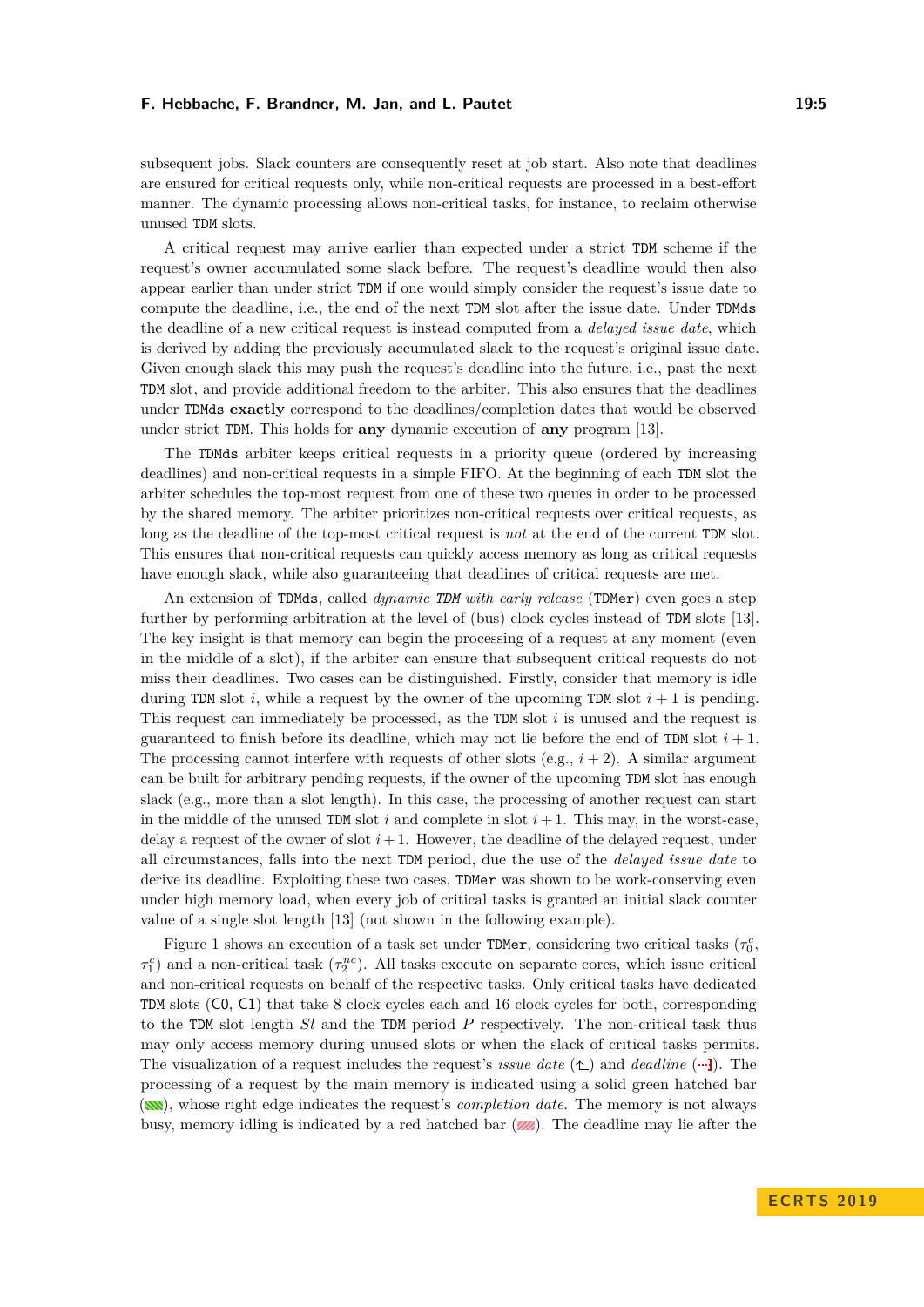subsequent jobs. Slack counters are consequently reset at job start. Also note that deadlines are ensured for critical requests only, while non-critical requests are processed in a best-effort manner. The dynamic processing allows non-critical tasks, for instance, to reclaim otherwise unused TDM slots.

A critical request may arrive earlier than expected under a strict TDM scheme if the request's owner accumulated some slack before. The request's deadline would then also appear earlier than under strict TDM if one would simply consider the request's issue date to compute the deadline, i.e., the end of the next TDM slot after the issue date. Under TDMds the deadline of a new critical request is instead computed from a *delayed issue date*, which is derived by adding the previously accumulated slack to the request's original issue date. Given enough slack this may push the request's deadline into the future, i.e., past the next TDM slot, and provide additional freedom to the arbiter. This also ensures that the deadlines under TDMds **exactly** correspond to the deadlines/completion dates that would be observed under strict TDM. This holds for **any** dynamic execution of **any** program [13].

The TDMds arbiter keeps critical requests in a priority queue (ordered by increasing deadlines) and non-critical requests in a simple FIFO. At the beginning of each TDM slot the arbiter schedules the top-most request from one of these two queues in order to be processed by the shared memory. The arbiter prioritizes non-critical requests over critical requests, as long as the deadline of the top-most critical request is *not* at the end of the current TDM slot. This ensures that non-critical requests can quickly access memory as long as critical requests have enough slack, while also guaranteeing that deadlines of critical requests are met.

An extension of TDMds, called *dynamic TDM with early release* (TDMer) even goes a step further by performing arbitration at the level of (bus) clock cycles instead of TDM slots [13]. The key insight is that memory can begin the processing of a request at any moment (even in the middle of a slot), if the arbiter can ensure that subsequent critical requests do not miss their deadlines. Two cases can be distinguished. Firstly, consider that memory is idle during TDM slot $i$, while a request by the owner of the upcoming TDM slot $i+1$ is pending. This request can immediately be processed, as the TDM slot $i$ is unused and the request is guaranteed to finish before its deadline, which may not lie before the end of TDM slot $i+1$. The processing cannot interfere with requests of other slots (e.g., $i+2$). A similar argument can be built for arbitrary pending requests, if the owner of the upcoming TDM slot has enough slack (e.g., more than a slot length). In this case, the processing of another request can start in the middle of the unused TDM slot $i$ and complete in slot $i+1$. This may, in the worst-case, delay a request of the owner of slot $i+1$. However, the deadline of the delayed request, under all circumstances, falls into the next TDM period, due the use of the *delayed issue date* to derive its deadline. Exploiting these two cases, TDMer was shown to be work-conserving even under high memory load, when every job of critical tasks is granted an initial slack counter value of a single slot length [13] (not shown in the following example).

Figure 1 shows an execution of a task set under TDMer, considering two critical tasks ($\tau_0^c$, $\tau_1^c$) and a non-critical task ($\tau_2^{nc}$). All tasks execute on separate cores, which issue critical and non-critical requests on behalf of the respective tasks. Only critical tasks have dedicated TDM slots (C0, C1) that take 8 clock cycles each and 16 clock cycles for both, corresponding to the TDM slot length $Sl$ and the TDM period $P$ respectively. The non-critical task thus may only access memory during unused slots or when the slack of critical tasks permits. The visualization of a request includes the request's *issue date* (↰) and *deadline* (⋯]). The processing of a request by the main memory is indicated using a solid green hatched bar (▨), whose right edge indicates the request's *completion date*. The memory is not always busy, memory idling is indicated by a red hatched bar (▨). The deadline may lie after the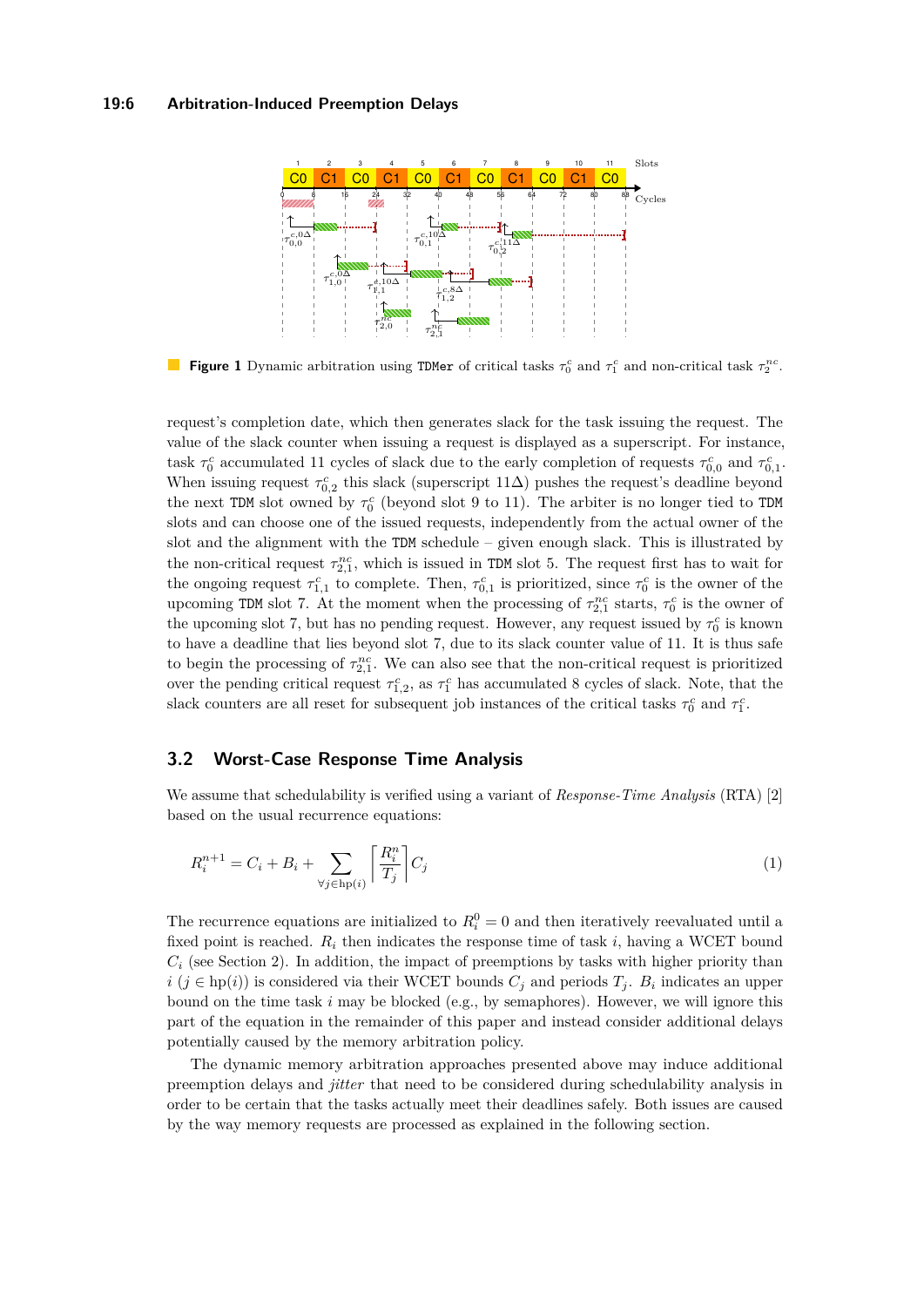**Figure 1** Dynamic arbitration using `TDMer` of critical tasks $\tau_0^c$ and $\tau_1^c$ and non-critical task $\tau_2^{nc}$.

request's completion date, which then generates slack for the task issuing the request. The value of the slack counter when issuing a request is displayed as a superscript. For instance, task $\tau_0^c$ accumulated 11 cycles of slack due to the early completion of requests $\tau_{0,0}^c$ and $\tau_{0,1}^c$. When issuing request $\tau_{0,2}^c$ this slack (superscript $11\Delta$) pushes the request's deadline beyond the next `TDM` slot owned by $\tau_0^c$ (beyond slot 9 to 11). The arbiter is no longer tied to `TDM` slots and can choose one of the issued requests, independently from the actual owner of the slot and the alignment with the `TDM` schedule – given enough slack. This is illustrated by the non-critical request $\tau_{2,1}^{nc}$, which is issued in `TDM` slot 5. The request first has to wait for the ongoing request $\tau_{1,1}^c$ to complete. Then, $\tau_{0,1}^c$ is prioritized, since $\tau_0^c$ is the owner of the upcoming `TDM` slot 7. At the moment when the processing of $\tau_{2,1}^{nc}$ starts, $\tau_0^c$ is the owner of the upcoming slot 7, but has no pending request. However, any request issued by $\tau_0^c$ is known to have a deadline that lies beyond slot 7, due to its slack counter value of 11. It is thus safe to begin the processing of $\tau_{2,1}^{nc}$. We can also see that the non-critical request is prioritized over the pending critical request $\tau_{1,2}^c$, as $\tau_1^c$ has accumulated 8 cycles of slack. Note, that the slack counters are all reset for subsequent job instances of the critical tasks $\tau_0^c$ and $\tau_1^c$.

## 3.2 Worst-Case Response Time Analysis

We assume that schedulability is verified using a variant of *Response-Time Analysis* (RTA) [2] based on the usual recurrence equations:

$$R_i^{n+1} = C_i + B_i + \sum_{\forall j \in \text{hp}(i)} \left\lceil \frac{R_i^n}{T_j} \right\rceil C_j \tag{1}$$

The recurrence equations are initialized to $R_i^0 = 0$ and then iteratively reevaluated until a fixed point is reached. $R_i$ then indicates the response time of task $i$, having a WCET bound $C_i$ (see Section 2). In addition, the impact of preemptions by tasks with higher priority than $i$ ($j \in \text{hp}(i)$) is considered via their WCET bounds $C_j$ and periods $T_j$. $B_i$ indicates an upper bound on the time task $i$ may be blocked (e.g., by semaphores). However, we will ignore this part of the equation in the remainder of this paper and instead consider additional delays potentially caused by the memory arbitration policy.

The dynamic memory arbitration approaches presented above may induce additional preemption delays and *jitter* that need to be considered during schedulability analysis in order to be certain that the tasks actually meet their deadlines safely. Both issues are caused by the way memory requests are processed as explained in the following section.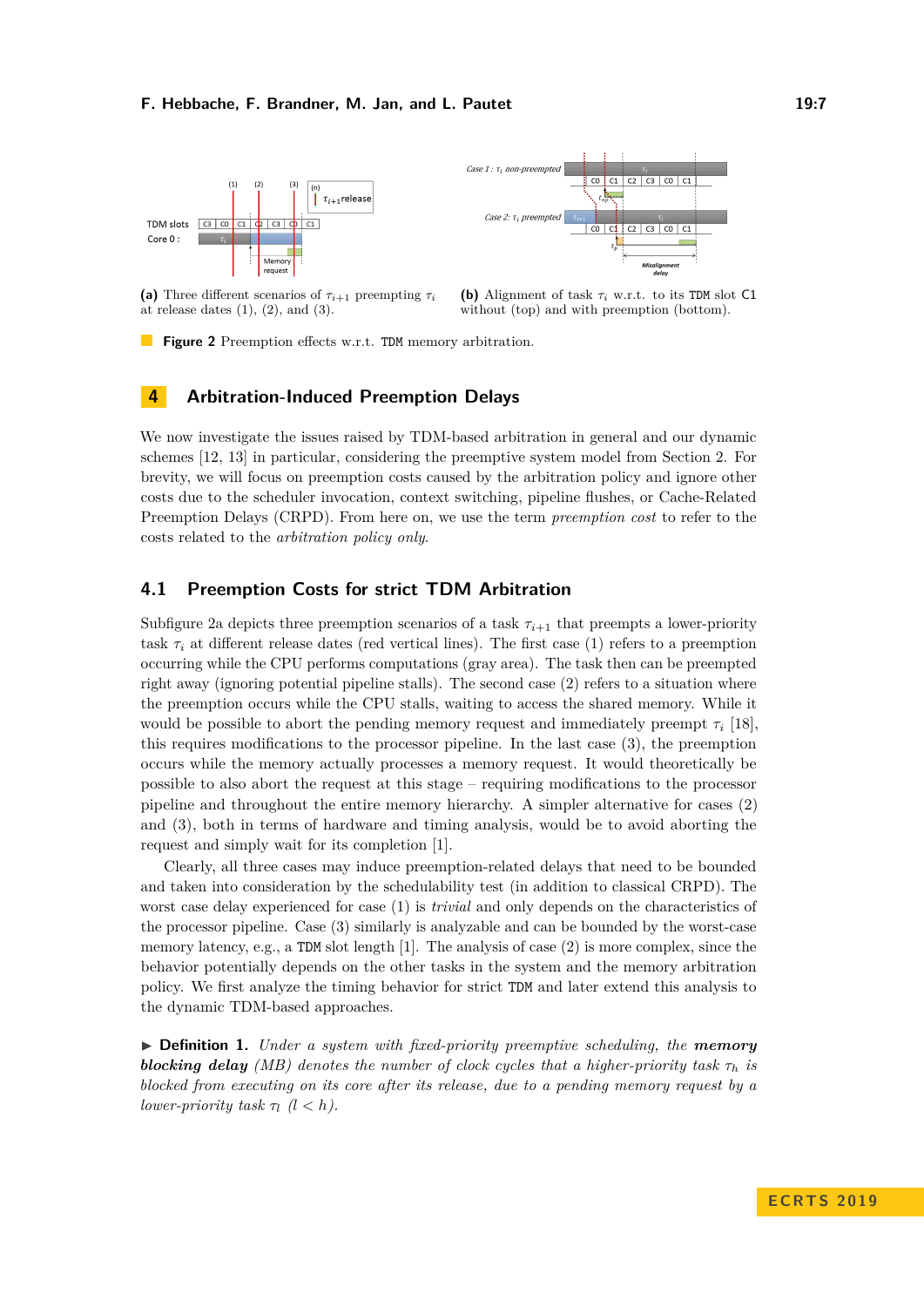**(a)** Three different scenarios of $\tau_{i+1}$ preempting $\tau_i$ at release dates (1), (2), and (3).

**(b)** Alignment of task $\tau_i$ w.r.t. to its TDM slot C1 without (top) and with preemption (bottom).

**Figure 2** Preemption effects w.r.t. TDM memory arbitration.

# 4 Arbitration-Induced Preemption Delays

We now investigate the issues raised by TDM-based arbitration in general and our dynamic schemes [12, 13] in particular, considering the preemptive system model from Section 2. For brevity, we will focus on preemption costs caused by the arbitration policy and ignore other costs due to the scheduler invocation, context switching, pipeline flushes, or Cache-Related Preemption Delays (CRPD). From here on, we use the term *preemption cost* to refer to the costs related to the *arbitration policy only*.

## 4.1 Preemption Costs for strict TDM Arbitration

Subfigure 2a depicts three preemption scenarios of a task $\tau_{i+1}$ that preempts a lower-priority task $\tau_i$ at different release dates (red vertical lines). The first case (1) refers to a preemption occurring while the CPU performs computations (gray area). The task then can be preempted right away (ignoring potential pipeline stalls). The second case (2) refers to a situation where the preemption occurs while the CPU stalls, waiting to access the shared memory. While it would be possible to abort the pending memory request and immediately preempt $\tau_i$ [18], this requires modifications to the processor pipeline. In the last case (3), the preemption occurs while the memory actually processes a memory request. It would theoretically be possible to also abort the request at this stage – requiring modifications to the processor pipeline and throughout the entire memory hierarchy. A simpler alternative for cases (2) and (3), both in terms of hardware and timing analysis, would be to avoid aborting the request and simply wait for its completion [1].

Clearly, all three cases may induce preemption-related delays that need to be bounded and taken into consideration by the schedulability test (in addition to classical CRPD). The worst case delay experienced for case (1) is *trivial* and only depends on the characteristics of the processor pipeline. Case (3) similarly is analyzable and can be bounded by the worst-case memory latency, e.g., a TDM slot length [1]. The analysis of case (2) is more complex, since the behavior potentially depends on the other tasks in the system and the memory arbitration policy. We first analyze the timing behavior for strict TDM and later extend this analysis to the dynamic TDM-based approaches.

▶ **Definition 1.** *Under a system with fixed-priority preemptive scheduling, the* ***memory blocking delay*** *(MB) denotes the number of clock cycles that a higher-priority task $\tau_h$ is blocked from executing on its core after its release, due to a pending memory request by a lower-priority task $\tau_l$ $(l < h)$.*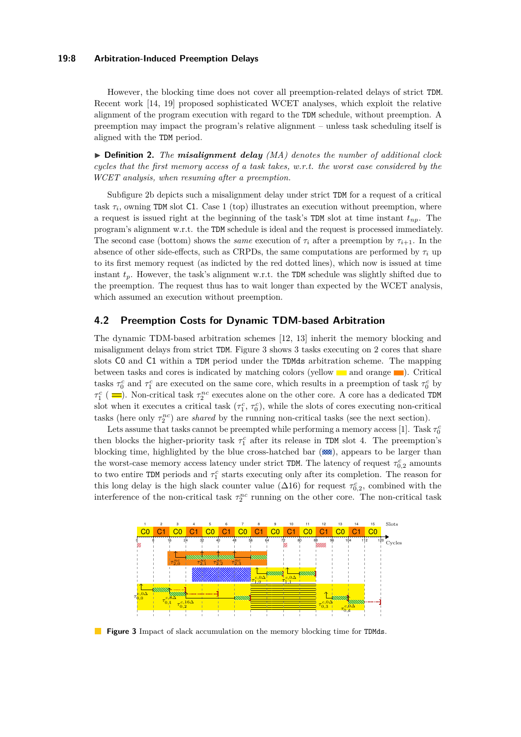However, the blocking time does not cover all preemption-related delays of strict TDM. Recent work [14, 19] proposed sophisticated WCET analyses, which exploit the relative alignment of the program execution with regard to the TDM schedule, without preemption. A preemption may impact the program's relative alignment – unless task scheduling itself is aligned with the TDM period.

▶ **Definition 2.** *The* ***misalignment delay*** *(MA) denotes the number of additional clock cycles that the first memory access of a task takes, w.r.t. the worst case considered by the WCET analysis, when resuming after a preemption.*

Subfigure 2b depicts such a misalignment delay under strict TDM for a request of a critical task $\tau_i$, owning TDM slot C1. Case 1 (top) illustrates an execution without preemption, where a request is issued right at the beginning of the task's TDM slot at time instant $t_{np}$. The program's alignment w.r.t. the TDM schedule is ideal and the request is processed immediately. The second case (bottom) shows the *same* execution of $\tau_i$ after a preemption by $\tau_{i+1}$. In the absence of other side-effects, such as CRPDs, the same computations are performed by $\tau_i$ up to its first memory request (as indicted by the red dotted lines), which now is issued at time instant $t_p$. However, the task's alignment w.r.t. the TDM schedule was slightly shifted due to the preemption. The request thus has to wait longer than expected by the WCET analysis, which assumed an execution without preemption.

## 4.2 Preemption Costs for Dynamic TDM-based Arbitration

The dynamic TDM-based arbitration schemes [12, 13] inherit the memory blocking and misalignment delays from strict TDM. Figure 3 shows 3 tasks executing on 2 cores that share slots C0 and C1 within a TDM period under the TDMds arbitration scheme. The mapping between tasks and cores is indicated by matching colors (yellow and orange). Critical tasks $\tau_0^c$ and $\tau_1^c$ are executed on the same core, which results in a preemption of task $\tau_0^c$ by $\tau_1^c$ ( ). Non-critical task $\tau_2^{nc}$ executes alone on the other core. A core has a dedicated TDM slot when it executes a critical task ($\tau_1^c$, $\tau_0^c$), while the slots of cores executing non-critical tasks (here only $\tau_2^{nc}$) are *shared* by the running non-critical tasks (see the next section).

Lets assume that tasks cannot be preempted while performing a memory access [1]. Task $\tau_0^c$ then blocks the higher-priority task $\tau_1^c$ after its release in TDM slot 4. The preemption's blocking time, highlighted by the blue cross-hatched bar ( ), appears to be larger than the worst-case memory access latency under strict TDM. The latency of request $\tau_{0,2}^c$ amounts to two entire TDM periods and $\tau_1^c$ starts executing only after its completion. The reason for this long delay is the high slack counter value ($\Delta 16$) for request $\tau_{0,2}^c$, combined with the interference of the non-critical task $\tau_2^{nc}$ running on the other core. The non-critical task

**Figure 3** Impact of slack accumulation on the memory blocking time for TDMds.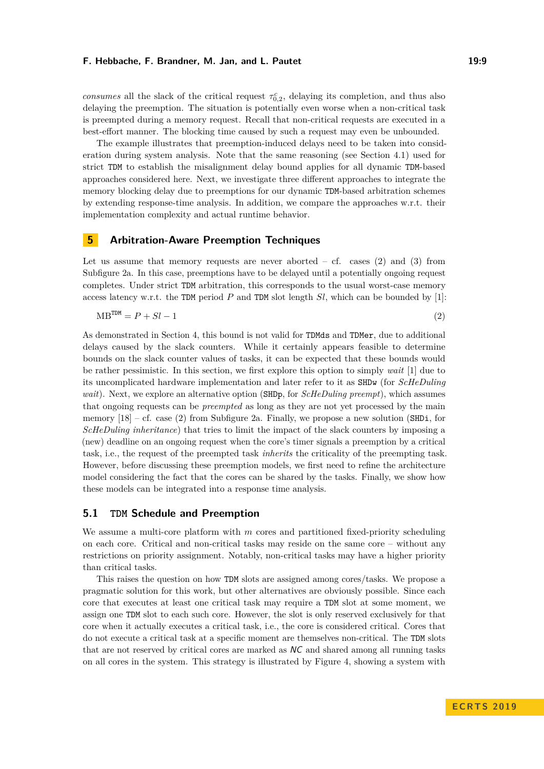*consumes* all the slack of the critical request $\tau^c_{0,2}$, delaying its completion, and thus also delaying the preemption. The situation is potentially even worse when a non-critical task is preempted during a memory request. Recall that non-critical requests are executed in a best-effort manner. The blocking time caused by such a request may even be unbounded.

The example illustrates that preemption-induced delays need to be taken into consideration during system analysis. Note that the same reasoning (see Section 4.1) used for strict TDM to establish the misalignment delay bound applies for all dynamic TDM-based approaches considered here. Next, we investigate three different approaches to integrate the memory blocking delay due to preemptions for our dynamic TDM-based arbitration schemes by extending response-time analysis. In addition, we compare the approaches w.r.t. their implementation complexity and actual runtime behavior.

## 5 Arbitration-Aware Preemption Techniques

Let us assume that memory requests are never aborted – cf. cases (2) and (3) from Subfigure 2a. In this case, preemptions have to be delayed until a potentially ongoing request completes. Under strict TDM arbitration, this corresponds to the usual worst-case memory access latency w.r.t. the TDM period $P$ and TDM slot length $Sl$, which can be bounded by [1]:

$$MB^{TDM} = P + Sl - 1 \tag{2}$$

As demonstrated in Section 4, this bound is not valid for TDMds and TDMer, due to additional delays caused by the slack counters. While it certainly appears feasible to determine bounds on the slack counter values of tasks, it can be expected that these bounds would be rather pessimistic. In this section, we first explore this option to simply *wait* [1] due to its uncomplicated hardware implementation and later refer to it as SHDw (for *ScHeDuling wait*). Next, we explore an alternative option (SHDp, for *ScHeDuling preempt*), which assumes that ongoing requests can be *preempted* as long as they are not yet processed by the main memory [18] – cf. case (2) from Subfigure 2a. Finally, we propose a new solution (SHDi, for *ScHeDuling inheritance*) that tries to limit the impact of the slack counters by imposing a (new) deadline on an ongoing request when the core's timer signals a preemption by a critical task, i.e., the request of the preempted task *inherits* the criticality of the preempting task. However, before discussing these preemption models, we first need to refine the architecture model considering the fact that the cores can be shared by the tasks. Finally, we show how these models can be integrated into a response time analysis.

### 5.1 TDM Schedule and Preemption

We assume a multi-core platform with $m$ cores and partitioned fixed-priority scheduling on each core. Critical and non-critical tasks may reside on the same core – without any restrictions on priority assignment. Notably, non-critical tasks may have a higher priority than critical tasks.

This raises the question on how TDM slots are assigned among cores/tasks. We propose a pragmatic solution for this work, but other alternatives are obviously possible. Since each core that executes at least one critical task may require a TDM slot at some moment, we assign one TDM slot to each such core. However, the slot is only reserved exclusively for that core when it actually executes a critical task, i.e., the core is considered critical. Cores that do not execute a critical task at a specific moment are themselves non-critical. The TDM slots that are not reserved by critical cores are marked as *NC* and shared among all running tasks on all cores in the system. This strategy is illustrated by Figure 4, showing a system with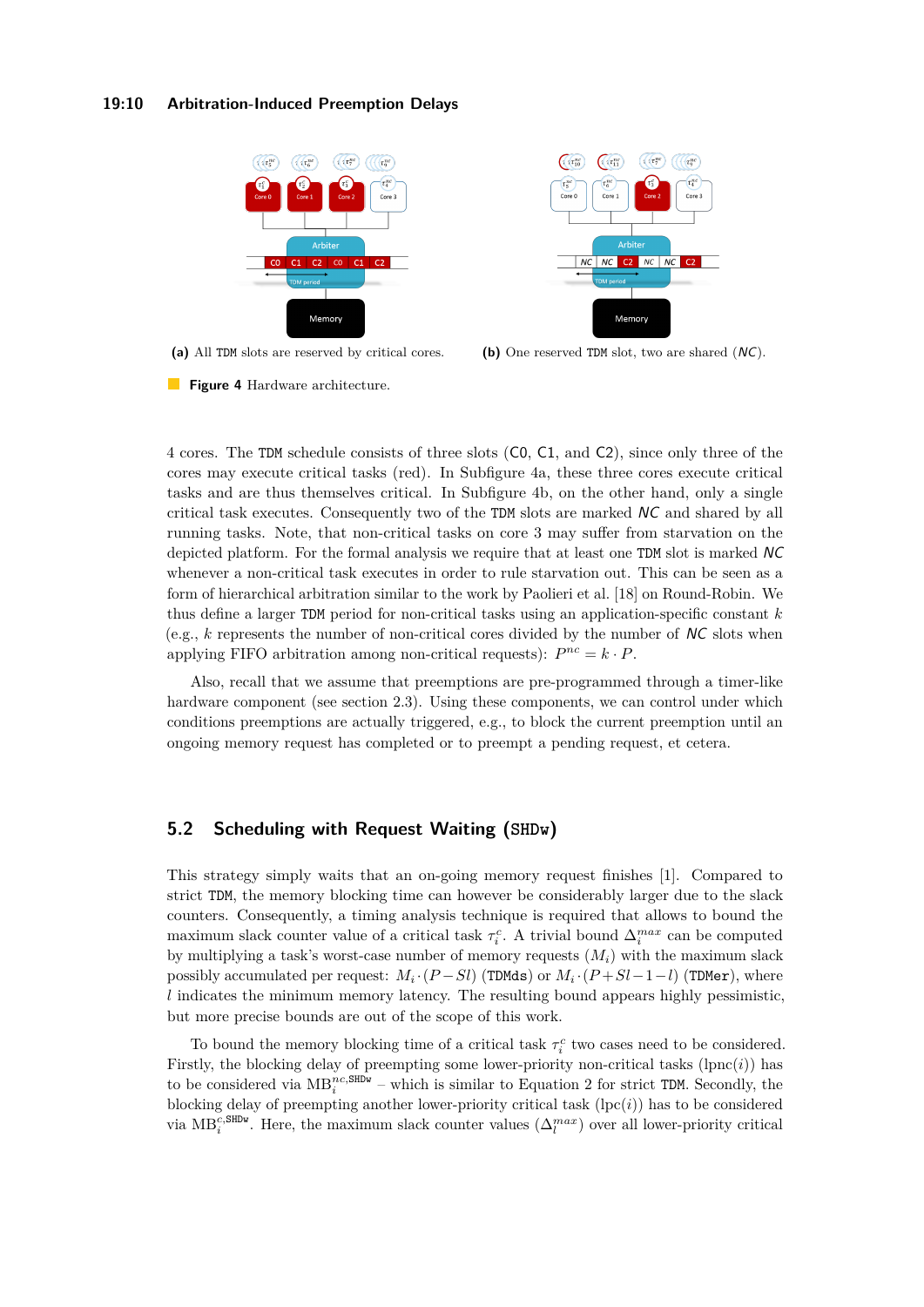(a) All TDM slots are reserved by critical cores.

(b) One reserved TDM slot, two are shared (*NC*).

**Figure 4** Hardware architecture.

4 cores. The TDM schedule consists of three slots (C0, C1, and C2), since only three of the cores may execute critical tasks (red). In Subfigure 4a, these three cores execute critical tasks and are thus themselves critical. In Subfigure 4b, on the other hand, only a single critical task executes. Consequently two of the TDM slots are marked *NC* and shared by all running tasks. Note, that non-critical tasks on core 3 may suffer from starvation on the depicted platform. For the formal analysis we require that at least one TDM slot is marked *NC* whenever a non-critical task executes in order to rule starvation out. This can be seen as a form of hierarchical arbitration similar to the work by Paolieri et al. [18] on Round-Robin. We thus define a larger TDM period for non-critical tasks using an application-specific constant $k$ (e.g., $k$ represents the number of non-critical cores divided by the number of *NC* slots when applying FIFO arbitration among non-critical requests): $P^{nc} = k \cdot P$.

Also, recall that we assume that preemptions are pre-programmed through a timer-like hardware component (see section 2.3). Using these components, we can control under which conditions preemptions are actually triggered, e.g., to block the current preemption until an ongoing memory request has completed or to preempt a pending request, et cetera.

## 5.2 Scheduling with Request Waiting (SHDw)

This strategy simply waits that an on-going memory request finishes [1]. Compared to strict TDM, the memory blocking time can however be considerably larger due to the slack counters. Consequently, a timing analysis technique is required that allows to bound the maximum slack counter value of a critical task $\tau_i^c$. A trivial bound $\Delta_i^{max}$ can be computed by multiplying a task's worst-case number of memory requests ($M_i$) with the maximum slack possibly accumulated per request: $M_i \cdot (P - Sl)$ (TDMds) or $M_i \cdot (P + Sl - 1 - l)$ (TDMer), where $l$ indicates the minimum memory latency. The resulting bound appears highly pessimistic, but more precise bounds are out of the scope of this work.

To bound the memory blocking time of a critical task $\tau_i^c$ two cases need to be considered. Firstly, the blocking delay of preempting some lower-priority non-critical tasks (lpnc($i$)) has to be considered via $\text{MB}_i^{nc,\text{SHDw}}$ – which is similar to Equation 2 for strict TDM. Secondly, the blocking delay of preempting another lower-priority critical task (lpc($i$)) has to be considered via $\text{MB}_i^{c,\text{SHDw}}$. Here, the maximum slack counter values ($\Delta_l^{max}$) over all lower-priority critical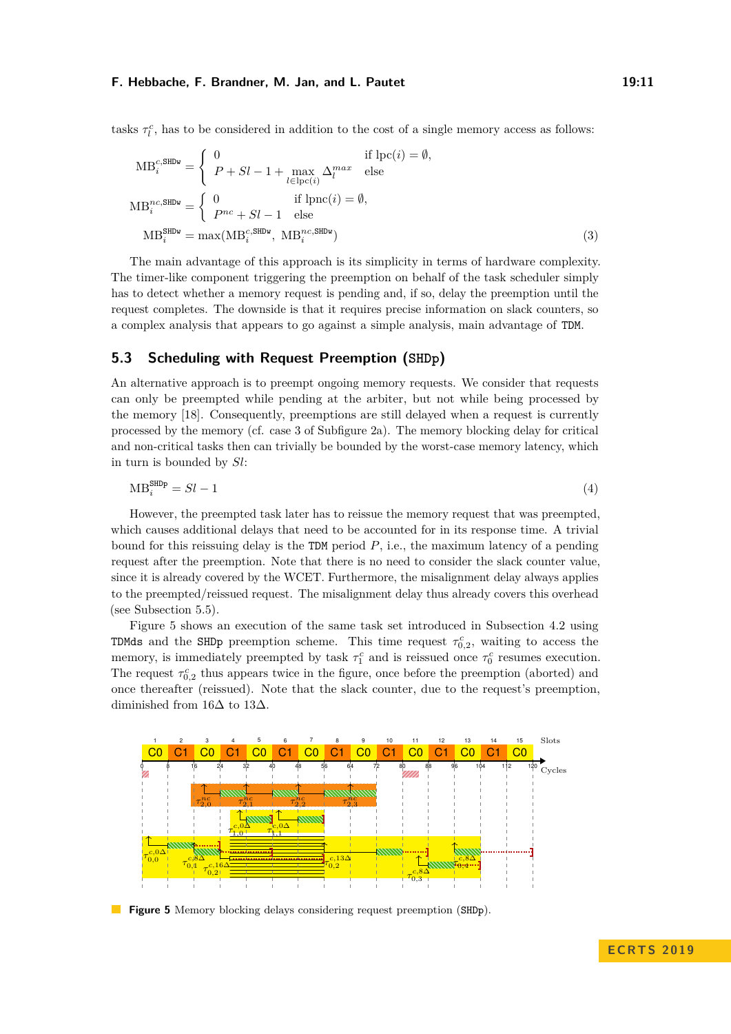tasks $\tau_l^c$, has to be considered in addition to the cost of a single memory access as follows:

$$
\begin{aligned}
\text{MB}_i^{c,\texttt{SHDw}} &= \begin{cases} 0 & \text{if } \text{lpc}(i) = \emptyset, \\ P + Sl - 1 + \max\limits_{l \in \text{lpc}(i)} \Delta_l^{max} & \text{else} \end{cases} \\
\text{MB}_i^{nc,\texttt{SHDw}} &= \begin{cases} 0 & \text{if } \text{lpnc}(i) = \emptyset, \\ P^{nc} + Sl - 1 & \text{else} \end{cases} \\
\text{MB}_i^{\texttt{SHDw}} &= \max(\text{MB}_i^{c,\texttt{SHDw}},\ \text{MB}_i^{nc,\texttt{SHDw}})
\end{aligned}
\tag{3}
$$

The main advantage of this approach is its simplicity in terms of hardware complexity. The timer-like component triggering the preemption on behalf of the task scheduler simply has to detect whether a memory request is pending and, if so, delay the preemption until the request completes. The downside is that it requires precise information on slack counters, so a complex analysis that appears to go against a simple analysis, main advantage of TDM.

## 5.3 Scheduling with Request Preemption (SHDp)

An alternative approach is to preempt ongoing memory requests. We consider that requests can only be preempted while pending at the arbiter, but not while being processed by the memory [18]. Consequently, preemptions are still delayed when a request is currently processed by the memory (cf. case 3 of Subfigure 2a). The memory blocking delay for critical and non-critical tasks then can trivially be bounded by the worst-case memory latency, which in turn is bounded by $Sl$:

$$
\text{MB}_i^{\texttt{SHDp}} = Sl - 1 \tag{4}
$$

However, the preempted task later has to reissue the memory request that was preempted, which causes additional delays that need to be accounted for in its response time. A trivial bound for this reissuing delay is the TDM period $P$, i.e., the maximum latency of a pending request after the preemption. Note that there is no need to consider the slack counter value, since it is already covered by the WCET. Furthermore, the misalignment delay always applies to the preempted/reissued request. The misalignment delay thus already covers this overhead (see Subsection 5.5).

Figure 5 shows an execution of the same task set introduced in Subsection 4.2 using TDMds and the SHDp preemption scheme. This time request $\tau_{0,2}^c$, waiting to access the memory, is immediately preempted by task $\tau_1^c$ and is reissued once $\tau_0^c$ resumes execution. The request $\tau_{0,2}^c$ thus appears twice in the figure, once before the preemption (aborted) and once thereafter (reissued). Note that the slack counter, due to the request's preemption, diminished from $16\Delta$ to $13\Delta$.

**Figure 5** Memory blocking delays considering request preemption (SHDp).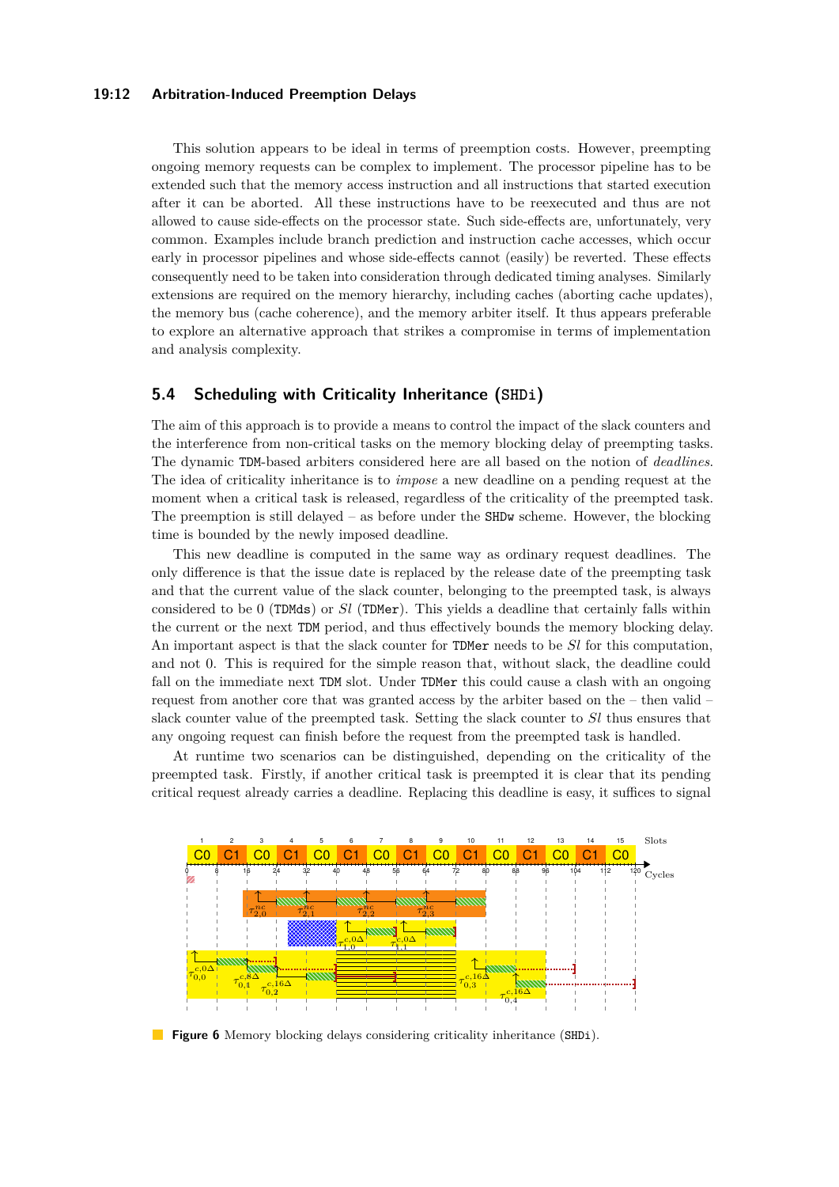This solution appears to be ideal in terms of preemption costs. However, preempting ongoing memory requests can be complex to implement. The processor pipeline has to be extended such that the memory access instruction and all instructions that started execution after it can be aborted. All these instructions have to be reexecuted and thus are not allowed to cause side-effects on the processor state. Such side-effects are, unfortunately, very common. Examples include branch prediction and instruction cache accesses, which occur early in processor pipelines and whose side-effects cannot (easily) be reverted. These effects consequently need to be taken into consideration through dedicated timing analyses. Similarly extensions are required on the memory hierarchy, including caches (aborting cache updates), the memory bus (cache coherence), and the memory arbiter itself. It thus appears preferable to explore an alternative approach that strikes a compromise in terms of implementation and analysis complexity.

## 5.4 Scheduling with Criticality Inheritance (SHDi)

The aim of this approach is to provide a means to control the impact of the slack counters and the interference from non-critical tasks on the memory blocking delay of preempting tasks. The dynamic TDM-based arbiters considered here are all based on the notion of *deadlines*. The idea of criticality inheritance is to *impose* a new deadline on a pending request at the moment when a critical task is released, regardless of the criticality of the preempted task. The preemption is still delayed – as before under the SHDw scheme. However, the blocking time is bounded by the newly imposed deadline.

This new deadline is computed in the same way as ordinary request deadlines. The only difference is that the issue date is replaced by the release date of the preempting task and that the current value of the slack counter, belonging to the preempted task, is always considered to be 0 (TDMds) or *Sl* (TDMer). This yields a deadline that certainly falls within the current or the next TDM period, and thus effectively bounds the memory blocking delay. An important aspect is that the slack counter for TDMer needs to be *Sl* for this computation, and not 0. This is required for the simple reason that, without slack, the deadline could fall on the immediate next TDM slot. Under TDMer this could cause a clash with an ongoing request from another core that was granted access by the arbiter based on the – then valid – slack counter value of the preempted task. Setting the slack counter to *Sl* thus ensures that any ongoing request can finish before the request from the preempted task is handled.

At runtime two scenarios can be distinguished, depending on the criticality of the preempted task. Firstly, if another critical task is preempted it is clear that its pending critical request already carries a deadline. Replacing this deadline is easy, it suffices to signal

**Figure 6** Memory blocking delays considering criticality inheritance (SHDi).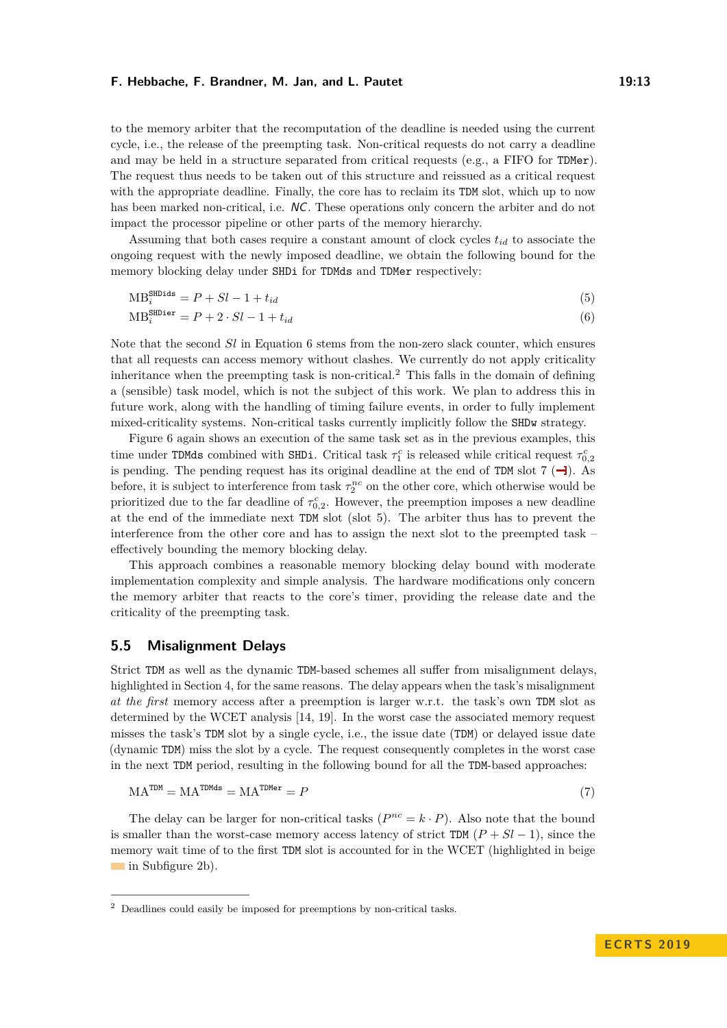to the memory arbiter that the recomputation of the deadline is needed using the current cycle, i.e., the release of the preempting task. Non-critical requests do not carry a deadline and may be held in a structure separated from critical requests (e.g., a FIFO for TDMer). The request thus needs to be taken out of this structure and reissued as a critical request with the appropriate deadline. Finally, the core has to reclaim its TDM slot, which up to now has been marked non-critical, i.e. *NC*. These operations only concern the arbiter and do not impact the processor pipeline or other parts of the memory hierarchy.

Assuming that both cases require a constant amount of clock cycles $t_{id}$ to associate the ongoing request with the newly imposed deadline, we obtain the following bound for the memory blocking delay under SHDi for TDMds and TDMer respectively:

$$\mathrm{MB}_i^{\mathtt{SHDids}} = P + Sl - 1 + t_{id} \tag{5}$$

$$\mathrm{MB}_i^{\mathtt{SHDier}} = P + 2 \cdot Sl - 1 + t_{id} \tag{6}$$

Note that the second $Sl$ in Equation 6 stems from the non-zero slack counter, which ensures that all requests can access memory without clashes. We currently do not apply criticality inheritance when the preempting task is non-critical.[2] This falls in the domain of defining a (sensible) task model, which is not the subject of this work. We plan to address this in future work, along with the handling of timing failure events, in order to fully implement mixed-criticality systems. Non-critical tasks currently implicitly follow the SHDw strategy.

Figure 6 again shows an execution of the same task set as in the previous examples, this time under TDMds combined with SHDi. Critical task $\tau_1^c$ is released while critical request $\tau_{0,2}^c$ is pending. The pending request has its original deadline at the end of TDM slot 7 (⊣). As before, it is subject to interference from task $\tau_2^{nc}$ on the other core, which otherwise would be prioritized due to the far deadline of $\tau_{0,2}^c$. However, the preemption imposes a new deadline at the end of the immediate next TDM slot (slot 5). The arbiter thus has to prevent the interference from the other core and has to assign the next slot to the preempted task – effectively bounding the memory blocking delay.

This approach combines a reasonable memory blocking delay bound with moderate implementation complexity and simple analysis. The hardware modifications only concern the memory arbiter that reacts to the core's timer, providing the release date and the criticality of the preempting task.

## 5.5 Misalignment Delays

Strict TDM as well as the dynamic TDM-based schemes all suffer from misalignment delays, highlighted in Section 4, for the same reasons. The delay appears when the task's misalignment *at the first* memory access after a preemption is larger w.r.t. the task's own TDM slot as determined by the WCET analysis [14, 19]. In the worst case the associated memory request misses the task's TDM slot by a single cycle, i.e., the issue date (TDM) or delayed issue date (dynamic TDM) miss the slot by a cycle. The request consequently completes in the worst case in the next TDM period, resulting in the following bound for all the TDM-based approaches:

$$\mathrm{MA}^{\mathtt{TDM}} = \mathrm{MA}^{\mathtt{TDMds}} = \mathrm{MA}^{\mathtt{TDMer}} = P \tag{7}$$

The delay can be larger for non-critical tasks ($P^{nc} = k \cdot P$). Also note that the bound is smaller than the worst-case memory access latency of strict TDM ($P + Sl - 1$), since the memory wait time of to the first TDM slot is accounted for in the WCET (highlighted in beige in Subfigure 2b).

[2] Deadlines could easily be imposed for preemptions by non-critical tasks.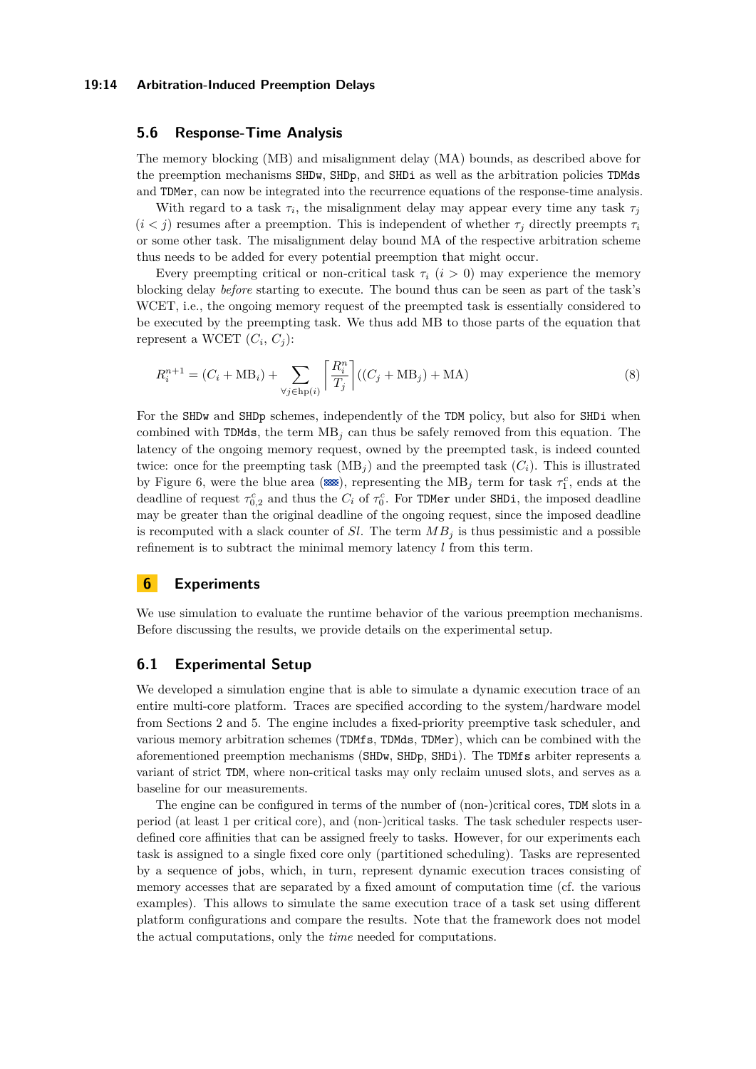### 5.6 Response-Time Analysis

The memory blocking (MB) and misalignment delay (MA) bounds, as described above for the preemption mechanisms SHDw, SHDp, and SHDi as well as the arbitration policies TDMds and TDMer, can now be integrated into the recurrence equations of the response-time analysis.

With regard to a task $\tau_i$, the misalignment delay may appear every time any task $\tau_j$ ($i < j$) resumes after a preemption. This is independent of whether $\tau_j$ directly preempts $\tau_i$ or some other task. The misalignment delay bound MA of the respective arbitration scheme thus needs to be added for every potential preemption that might occur.

Every preempting critical or non-critical task $\tau_i$ ($i > 0$) may experience the memory blocking delay *before* starting to execute. The bound thus can be seen as part of the task's WCET, i.e., the ongoing memory request of the preempted task is essentially considered to be executed by the preempting task. We thus add MB to those parts of the equation that represent a WCET ($C_i$, $C_j$):

$$R_i^{n+1} = (C_i + \mathrm{MB}_i) + \sum_{\forall j \in \mathrm{hp}(i)} \left\lceil \frac{R_i^n}{T_j} \right\rceil ((C_j + \mathrm{MB}_j) + \mathrm{MA}) \tag{8}$$

For the SHDw and SHDp schemes, independently of the TDM policy, but also for SHDi when combined with TDMds, the term $\mathrm{MB}_j$ can thus be safely removed from this equation. The latency of the ongoing memory request, owned by the preempted task, is indeed counted twice: once for the preempting task ($\mathrm{MB}_j$) and the preempted task ($C_i$). This is illustrated by Figure 6, were the blue area (▩), representing the $\mathrm{MB}_j$ term for task $\tau_1^c$, ends at the deadline of request $\tau_{0,2}^c$ and thus the $C_i$ of $\tau_0^c$. For TDMer under SHDi, the imposed deadline may be greater than the original deadline of the ongoing request, since the imposed deadline is recomputed with a slack counter of *Sl*. The term $MB_j$ is thus pessimistic and a possible refinement is to subtract the minimal memory latency $l$ from this term.

## 6 Experiments

We use simulation to evaluate the runtime behavior of the various preemption mechanisms. Before discussing the results, we provide details on the experimental setup.

### 6.1 Experimental Setup

We developed a simulation engine that is able to simulate a dynamic execution trace of an entire multi-core platform. Traces are specified according to the system/hardware model from Sections 2 and 5. The engine includes a fixed-priority preemptive task scheduler, and various memory arbitration schemes (TDMfs, TDMds, TDMer), which can be combined with the aforementioned preemption mechanisms (SHDw, SHDp, SHDi). The TDMfs arbiter represents a variant of strict TDM, where non-critical tasks may only reclaim unused slots, and serves as a baseline for our measurements.

The engine can be configured in terms of the number of (non-)critical cores, TDM slots in a period (at least 1 per critical core), and (non-)critical tasks. The task scheduler respects user-defined core affinities that can be assigned freely to tasks. However, for our experiments each task is assigned to a single fixed core only (partitioned scheduling). Tasks are represented by a sequence of jobs, which, in turn, represent dynamic execution traces consisting of memory accesses that are separated by a fixed amount of computation time (cf. the various examples). This allows to simulate the same execution trace of a task set using different platform configurations and compare the results. Note that the framework does not model the actual computations, only the *time* needed for computations.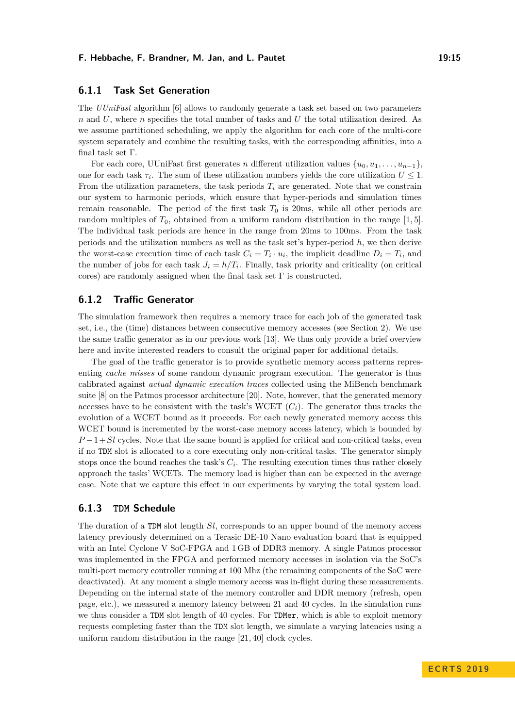### 6.1.1 Task Set Generation

The *UUniFast* algorithm [6] allows to randomly generate a task set based on two parameters $n$ and $U$, where $n$ specifies the total number of tasks and $U$ the total utilization desired. As we assume partitioned scheduling, we apply the algorithm for each core of the multi-core system separately and combine the resulting tasks, with the corresponding affinities, into a final task set $\Gamma$.

For each core, UUniFast first generates $n$ different utilization values $\{u_0, u_1, \ldots, u_{n-1}\}$, one for each task $\tau_i$. The sum of these utilization numbers yields the core utilization $U \leq 1$. From the utilization parameters, the task periods $T_i$ are generated. Note that we constrain our system to harmonic periods, which ensure that hyper-periods and simulation times remain reasonable. The period of the first task $T_0$ is 20ms, while all other periods are random multiples of $T_0$, obtained from a uniform random distribution in the range $[1, 5]$. The individual task periods are hence in the range from 20ms to 100ms. From the task periods and the utilization numbers as well as the task set's hyper-period $h$, we then derive the worst-case execution time of each task $C_i = T_i \cdot u_i$, the implicit deadline $D_i = T_i$, and the number of jobs for each task $J_i = h/T_i$. Finally, task priority and criticality (on critical cores) are randomly assigned when the final task set $\Gamma$ is constructed.

### 6.1.2 Traffic Generator

The simulation framework then requires a memory trace for each job of the generated task set, i.e., the (time) distances between consecutive memory accesses (see Section 2). We use the same traffic generator as in our previous work [13]. We thus only provide a brief overview here and invite interested readers to consult the original paper for additional details.

The goal of the traffic generator is to provide synthetic memory access patterns representing *cache misses* of some random dynamic program execution. The generator is thus calibrated against *actual dynamic execution traces* collected using the MiBench benchmark suite [8] on the Patmos processor architecture [20]. Note, however, that the generated memory accesses have to be consistent with the task's WCET ($C_i$). The generator thus tracks the evolution of a WCET bound as it proceeds. For each newly generated memory access this WCET bound is incremented by the worst-case memory access latency, which is bounded by $P - 1 + Sl$ cycles. Note that the same bound is applied for critical and non-critical tasks, even if no TDM slot is allocated to a core executing only non-critical tasks. The generator simply stops once the bound reaches the task's $C_i$. The resulting execution times thus rather closely approach the tasks' WCETs. The memory load is higher than can be expected in the average case. Note that we capture this effect in our experiments by varying the total system load.

### 6.1.3 TDM Schedule

The duration of a TDM slot length $Sl$, corresponds to an upper bound of the memory access latency previously determined on a Terasic DE-10 Nano evaluation board that is equipped with an Intel Cyclone V SoC-FPGA and 1 GB of DDR3 memory. A single Patmos processor was implemented in the FPGA and performed memory accesses in isolation via the SoC's multi-port memory controller running at 100 Mhz (the remaining components of the SoC were deactivated). At any moment a single memory access was in-flight during these measurements. Depending on the internal state of the memory controller and DDR memory (refresh, open page, etc.), we measured a memory latency between 21 and 40 cycles. In the simulation runs we thus consider a TDM slot length of 40 cycles. For TDMer, which is able to exploit memory requests completing faster than the TDM slot length, we simulate a varying latencies using a uniform random distribution in the range $[21, 40]$ clock cycles.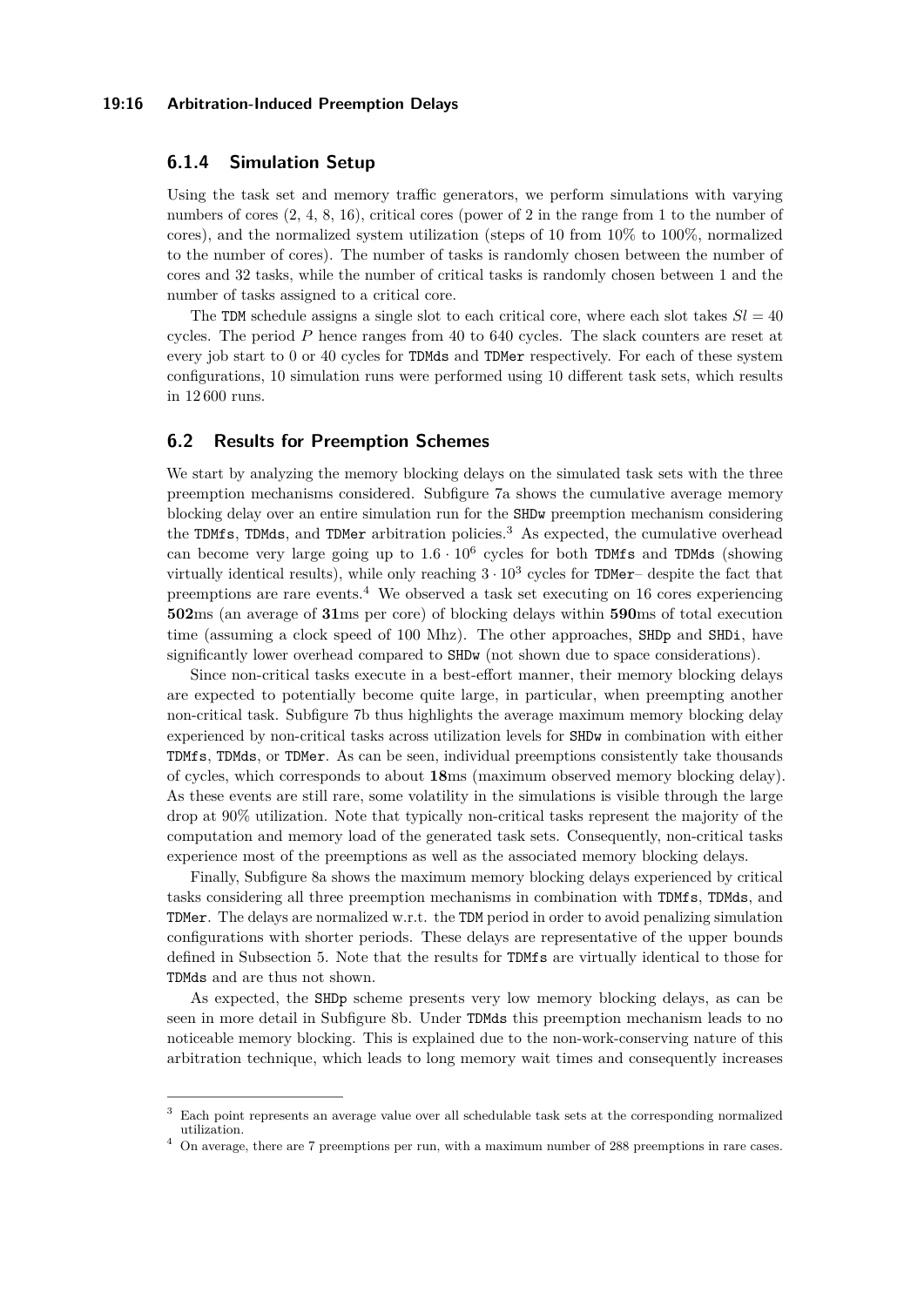### 6.1.4 Simulation Setup

Using the task set and memory traffic generators, we perform simulations with varying numbers of cores (2, 4, 8, 16), critical cores (power of 2 in the range from 1 to the number of cores), and the normalized system utilization (steps of 10 from 10% to 100%, normalized to the number of cores). The number of tasks is randomly chosen between the number of cores and 32 tasks, while the number of critical tasks is randomly chosen between 1 and the number of tasks assigned to a critical core.

The TDM schedule assigns a single slot to each critical core, where each slot takes $Sl = 40$ cycles. The period $P$ hence ranges from 40 to 640 cycles. The slack counters are reset at every job start to 0 or 40 cycles for TDMds and TDMer respectively. For each of these system configurations, 10 simulation runs were performed using 10 different task sets, which results in 12 600 runs.

## 6.2 Results for Preemption Schemes

We start by analyzing the memory blocking delays on the simulated task sets with the three preemption mechanisms considered. Subfigure 7a shows the cumulative average memory blocking delay over an entire simulation run for the SHDw preemption mechanism considering the TDMfs, TDMds, and TDMer arbitration policies.[3] As expected, the cumulative overhead can become very large going up to $1.6 \cdot 10^6$ cycles for both TDMfs and TDMds (showing virtually identical results), while only reaching $3 \cdot 10^3$ cycles for TDMer– despite the fact that preemptions are rare events.[4] We observed a task set executing on 16 cores experiencing **502**ms (an average of **31**ms per core) of blocking delays within **590**ms of total execution time (assuming a clock speed of 100 Mhz). The other approaches, SHDp and SHDi, have significantly lower overhead compared to SHDw (not shown due to space considerations).

Since non-critical tasks execute in a best-effort manner, their memory blocking delays are expected to potentially become quite large, in particular, when preempting another non-critical task. Subfigure 7b thus highlights the average maximum memory blocking delay experienced by non-critical tasks across utilization levels for SHDw in combination with either TDMfs, TDMds, or TDMer. As can be seen, individual preemptions consistently take thousands of cycles, which corresponds to about **18**ms (maximum observed memory blocking delay). As these events are still rare, some volatility in the simulations is visible through the large drop at 90% utilization. Note that typically non-critical tasks represent the majority of the computation and memory load of the generated task sets. Consequently, non-critical tasks experience most of the preemptions as well as the associated memory blocking delays.

Finally, Subfigure 8a shows the maximum memory blocking delays experienced by critical tasks considering all three preemption mechanisms in combination with TDMfs, TDMds, and TDMer. The delays are normalized w.r.t. the TDM period in order to avoid penalizing simulation configurations with shorter periods. These delays are representative of the upper bounds defined in Subsection 5. Note that the results for TDMfs are virtually identical to those for TDMds and are thus not shown.

As expected, the SHDp scheme presents very low memory blocking delays, as can be seen in more detail in Subfigure 8b. Under TDMds this preemption mechanism leads to no noticeable memory blocking. This is explained due to the non-work-conserving nature of this arbitration technique, which leads to long memory wait times and consequently increases

[3] Each point represents an average value over all schedulable task sets at the corresponding normalized utilization.

[4] On average, there are 7 preemptions per run, with a maximum number of 288 preemptions in rare cases.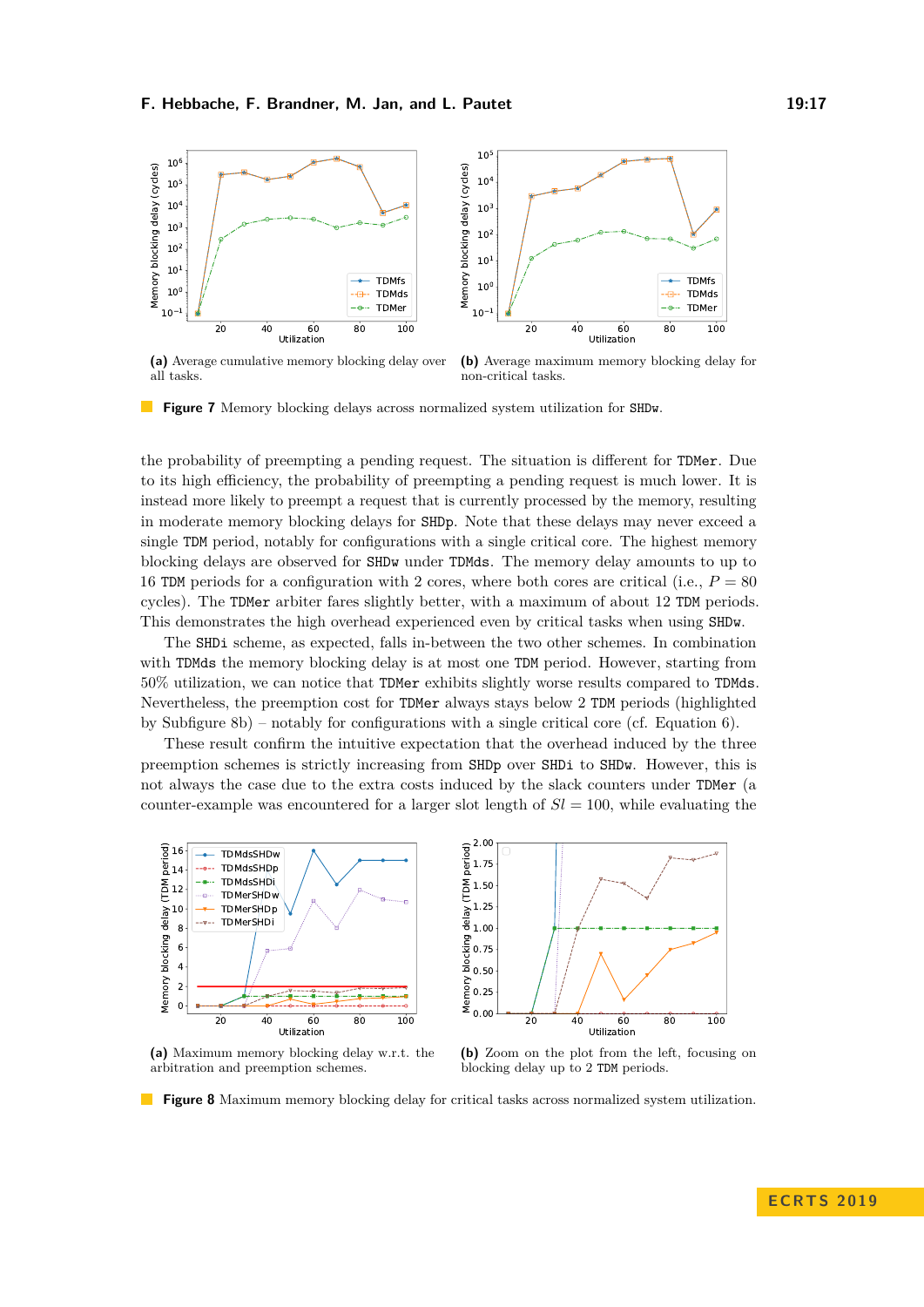**(a)** Average cumulative memory blocking delay over all tasks.

**(b)** Average maximum memory blocking delay for non-critical tasks.

**Figure 7** Memory blocking delays across normalized system utilization for SHDw.

the probability of preempting a pending request. The situation is different for TDMer. Due to its high efficiency, the probability of preempting a pending request is much lower. It is instead more likely to preempt a request that is currently processed by the memory, resulting in moderate memory blocking delays for SHDp. Note that these delays may never exceed a single TDM period, notably for configurations with a single critical core. The highest memory blocking delays are observed for SHDw under TDMds. The memory delay amounts to up to 16 TDM periods for a configuration with 2 cores, where both cores are critical (i.e., $P = 80$ cycles). The TDMer arbiter fares slightly better, with a maximum of about 12 TDM periods. This demonstrates the high overhead experienced even by critical tasks when using SHDw.

The SHDi scheme, as expected, falls in-between the two other schemes. In combination with TDMds the memory blocking delay is at most one TDM period. However, starting from 50% utilization, we can notice that TDMer exhibits slightly worse results compared to TDMds. Nevertheless, the preemption cost for TDMer always stays below 2 TDM periods (highlighted by Subfigure 8b) – notably for configurations with a single critical core (cf. Equation 6).

These result confirm the intuitive expectation that the overhead induced by the three preemption schemes is strictly increasing from SHDp over SHDi to SHDw. However, this is not always the case due to the extra costs induced by the slack counters under TDMer (a counter-example was encountered for a larger slot length of $Sl = 100$, while evaluating the

**(a)** Maximum memory blocking delay w.r.t. the arbitration and preemption schemes.

**(b)** Zoom on the plot from the left, focusing on blocking delay up to 2 TDM periods.

**Figure 8** Maximum memory blocking delay for critical tasks across normalized system utilization.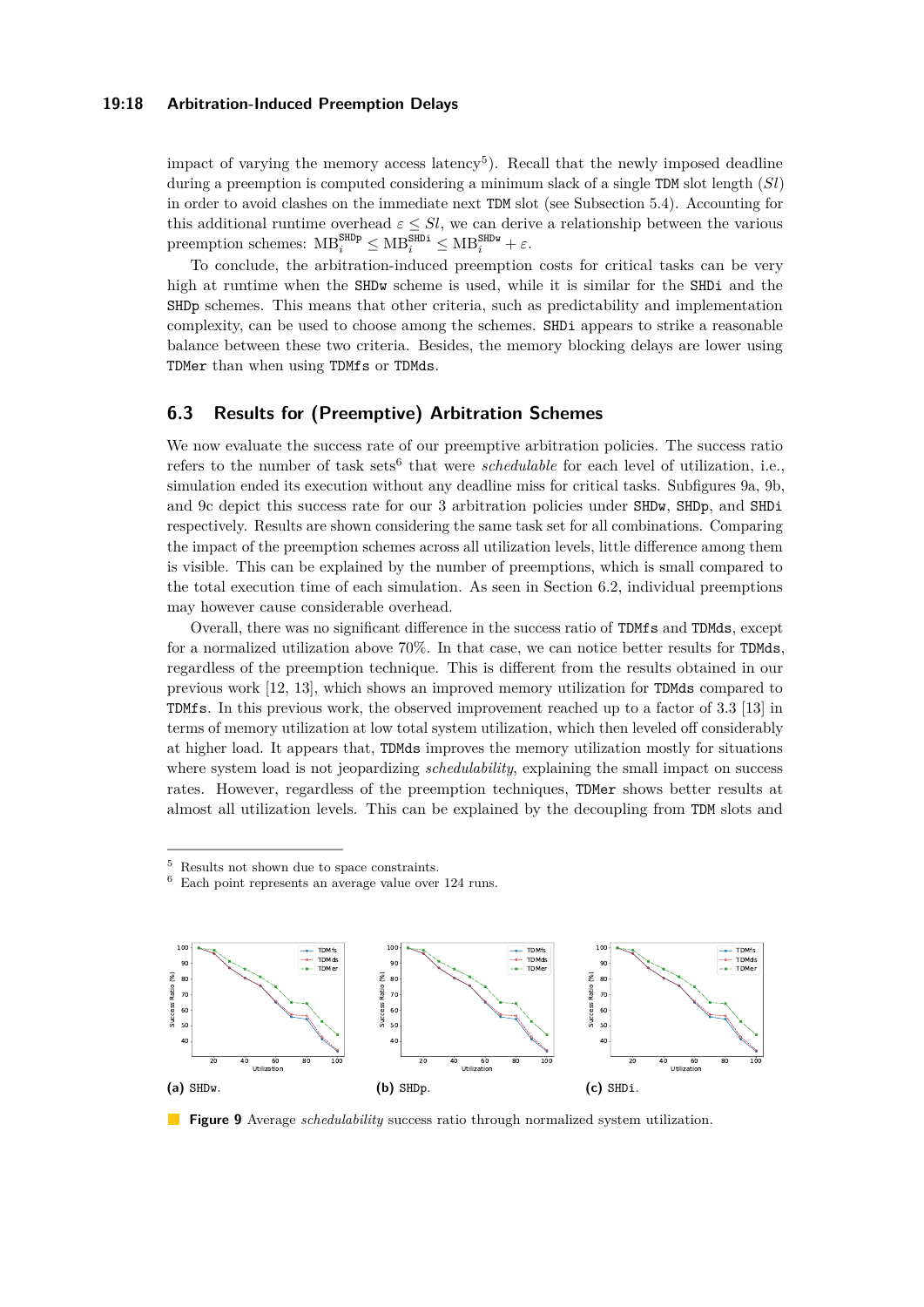impact of varying the memory access latency[5]). Recall that the newly imposed deadline during a preemption is computed considering a minimum slack of a single TDM slot length ($Sl$) in order to avoid clashes on the immediate next TDM slot (see Subsection 5.4). Accounting for this additional runtime overhead $\varepsilon \leq Sl$, we can derive a relationship between the various preemption schemes: $\mathrm{MB}_i^{\mathtt{SHDp}} \leq \mathrm{MB}_i^{\mathtt{SHDi}} \leq \mathrm{MB}_i^{\mathtt{SHDw}} + \varepsilon$.

To conclude, the arbitration-induced preemption costs for critical tasks can be very high at runtime when the SHDw scheme is used, while it is similar for the SHDi and the SHDp schemes. This means that other criteria, such as predictability and implementation complexity, can be used to choose among the schemes. SHDi appears to strike a reasonable balance between these two criteria. Besides, the memory blocking delays are lower using TDMer than when using TDMfs or TDMds.

## 6.3 Results for (Preemptive) Arbitration Schemes

We now evaluate the success rate of our preemptive arbitration policies. The success ratio refers to the number of task sets[6] that were *schedulable* for each level of utilization, i.e., simulation ended its execution without any deadline miss for critical tasks. Subfigures 9a, 9b, and 9c depict this success rate for our 3 arbitration policies under SHDw, SHDp, and SHDi respectively. Results are shown considering the same task set for all combinations. Comparing the impact of the preemption schemes across all utilization levels, little difference among them is visible. This can be explained by the number of preemptions, which is small compared to the total execution time of each simulation. As seen in Section 6.2, individual preemptions may however cause considerable overhead.

Overall, there was no significant difference in the success ratio of TDMfs and TDMds, except for a normalized utilization above 70%. In that case, we can notice better results for TDMds, regardless of the preemption technique. This is different from the results obtained in our previous work [12, 13], which shows an improved memory utilization for TDMds compared to TDMfs. In this previous work, the observed improvement reached up to a factor of 3.3 [13] in terms of memory utilization at low total system utilization, which then leveled off considerably at higher load. It appears that, TDMds improves the memory utilization mostly for situations where system load is not jeopardizing *schedulability*, explaining the small impact on success rates. However, regardless of the preemption techniques, TDMer shows better results at almost all utilization levels. This can be explained by the decoupling from TDM slots and

[5] Results not shown due to space constraints.
[6] Each point represents an average value over 124 runs.

(a) SHDw. (b) SHDp. (c) SHDi.

**Figure 9** Average *schedulability* success ratio through normalized system utilization.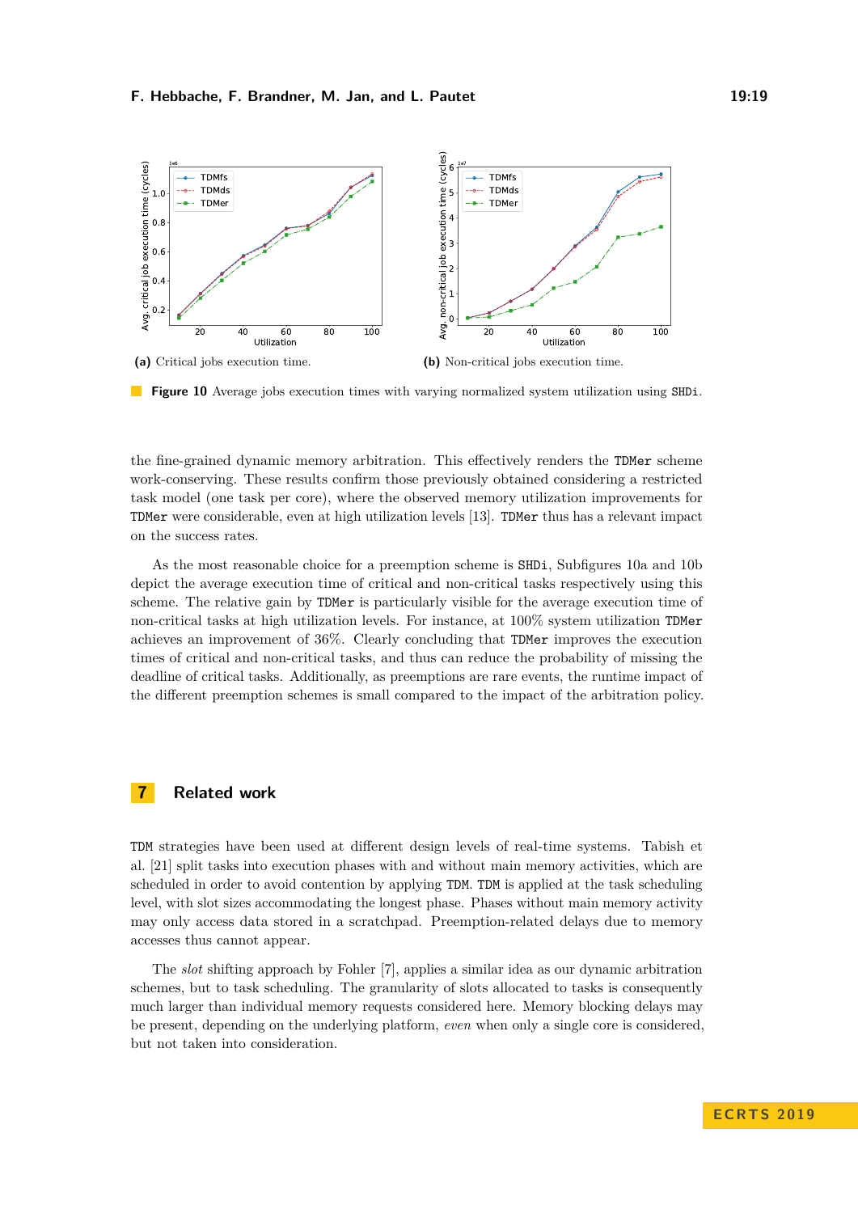(a) Critical jobs execution time.

(b) Non-critical jobs execution time.

**Figure 10** Average jobs execution times with varying normalized system utilization using SHDi.

the fine-grained dynamic memory arbitration. This effectively renders the TDMer scheme work-conserving. These results confirm those previously obtained considering a restricted task model (one task per core), where the observed memory utilization improvements for TDMer were considerable, even at high utilization levels [13]. TDMer thus has a relevant impact on the success rates.

As the most reasonable choice for a preemption scheme is SHDi, Subfigures 10a and 10b depict the average execution time of critical and non-critical tasks respectively using this scheme. The relative gain by TDMer is particularly visible for the average execution time of non-critical tasks at high utilization levels. For instance, at 100% system utilization TDMer achieves an improvement of 36%. Clearly concluding that TDMer improves the execution times of critical and non-critical tasks, and thus can reduce the probability of missing the deadline of critical tasks. Additionally, as preemptions are rare events, the runtime impact of the different preemption schemes is small compared to the impact of the arbitration policy.

## 7 Related work

TDM strategies have been used at different design levels of real-time systems. Tabish et al. [21] split tasks into execution phases with and without main memory activities, which are scheduled in order to avoid contention by applying TDM. TDM is applied at the task scheduling level, with slot sizes accommodating the longest phase. Phases without main memory activity may only access data stored in a scratchpad. Preemption-related delays due to memory accesses thus cannot appear.

The *slot* shifting approach by Fohler [7], applies a similar idea as our dynamic arbitration schemes, but to task scheduling. The granularity of slots allocated to tasks is consequently much larger than individual memory requests considered here. Memory blocking delays may be present, depending on the underlying platform, *even* when only a single core is considered, but not taken into consideration.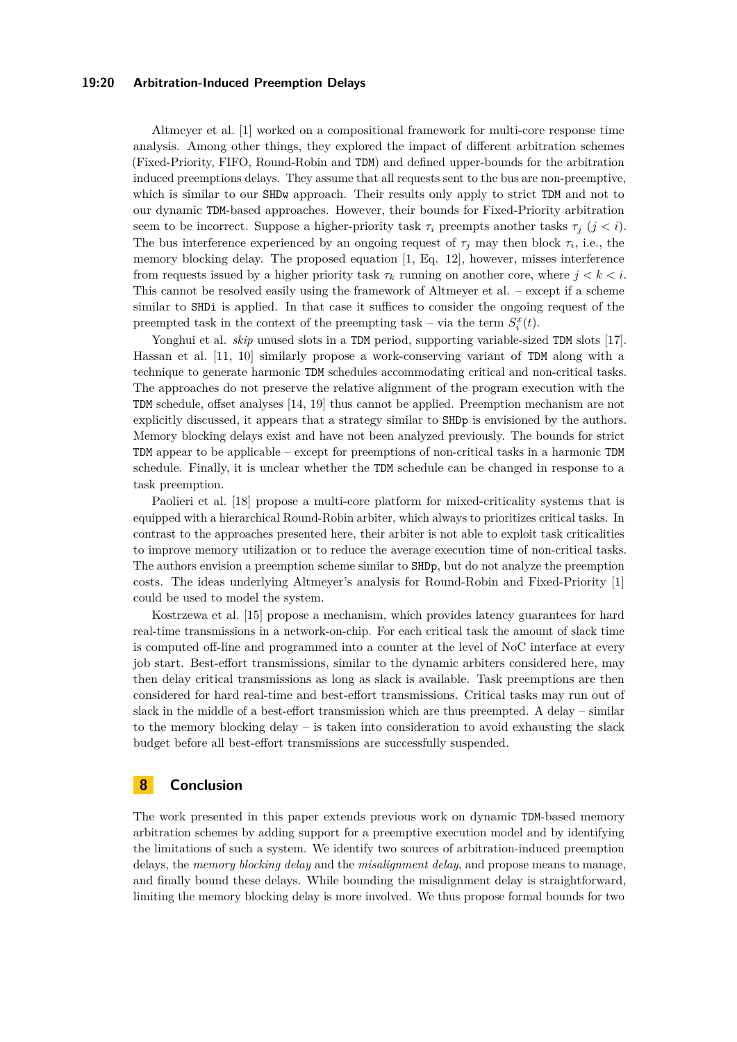Altmeyer et al. [1] worked on a compositional framework for multi-core response time analysis. Among other things, they explored the impact of different arbitration schemes (Fixed-Priority, FIFO, Round-Robin and TDM) and defined upper-bounds for the arbitration induced preemptions delays. They assume that all requests sent to the bus are non-preemptive, which is similar to our SHDw approach. Their results only apply to strict TDM and not to our dynamic TDM-based approaches. However, their bounds for Fixed-Priority arbitration seem to be incorrect. Suppose a higher-priority task $\tau_i$ preempts another tasks $\tau_j$ ($j < i$). The bus interference experienced by an ongoing request of $\tau_j$ may then block $\tau_i$, i.e., the memory blocking delay. The proposed equation [1, Eq. 12], however, misses interference from requests issued by a higher priority task $\tau_k$ running on another core, where $j < k < i$. This cannot be resolved easily using the framework of Altmeyer et al. – except if a scheme similar to SHDi is applied. In that case it suffices to consider the ongoing request of the preempted task in the context of the preempting task – via the term $S_i^x(t)$.

Yonghui et al. *skip* unused slots in a TDM period, supporting variable-sized TDM slots [17]. Hassan et al. [11, 10] similarly propose a work-conserving variant of TDM along with a technique to generate harmonic TDM schedules accommodating critical and non-critical tasks. The approaches do not preserve the relative alignment of the program execution with the TDM schedule, offset analyses [14, 19] thus cannot be applied. Preemption mechanism are not explicitly discussed, it appears that a strategy similar to SHDp is envisioned by the authors. Memory blocking delays exist and have not been analyzed previously. The bounds for strict TDM appear to be applicable – except for preemptions of non-critical tasks in a harmonic TDM schedule. Finally, it is unclear whether the TDM schedule can be changed in response to a task preemption.

Paolieri et al. [18] propose a multi-core platform for mixed-criticality systems that is equipped with a hierarchical Round-Robin arbiter, which always to prioritizes critical tasks. In contrast to the approaches presented here, their arbiter is not able to exploit task criticalities to improve memory utilization or to reduce the average execution time of non-critical tasks. The authors envision a preemption scheme similar to SHDp, but do not analyze the preemption costs. The ideas underlying Altmeyer's analysis for Round-Robin and Fixed-Priority [1] could be used to model the system.

Kostrzewa et al. [15] propose a mechanism, which provides latency guarantees for hard real-time transmissions in a network-on-chip. For each critical task the amount of slack time is computed off-line and programmed into a counter at the level of NoC interface at every job start. Best-effort transmissions, similar to the dynamic arbiters considered here, may then delay critical transmissions as long as slack is available. Task preemptions are then considered for hard real-time and best-effort transmissions. Critical tasks may run out of slack in the middle of a best-effort transmission which are thus preempted. A delay – similar to the memory blocking delay – is taken into consideration to avoid exhausting the slack budget before all best-effort transmissions are successfully suspended.

## 8 Conclusion

The work presented in this paper extends previous work on dynamic TDM-based memory arbitration schemes by adding support for a preemptive execution model and by identifying the limitations of such a system. We identify two sources of arbitration-induced preemption delays, the *memory blocking delay* and the *misalignment delay*, and propose means to manage, and finally bound these delays. While bounding the misalignment delay is straightforward, limiting the memory blocking delay is more involved. We thus propose formal bounds for two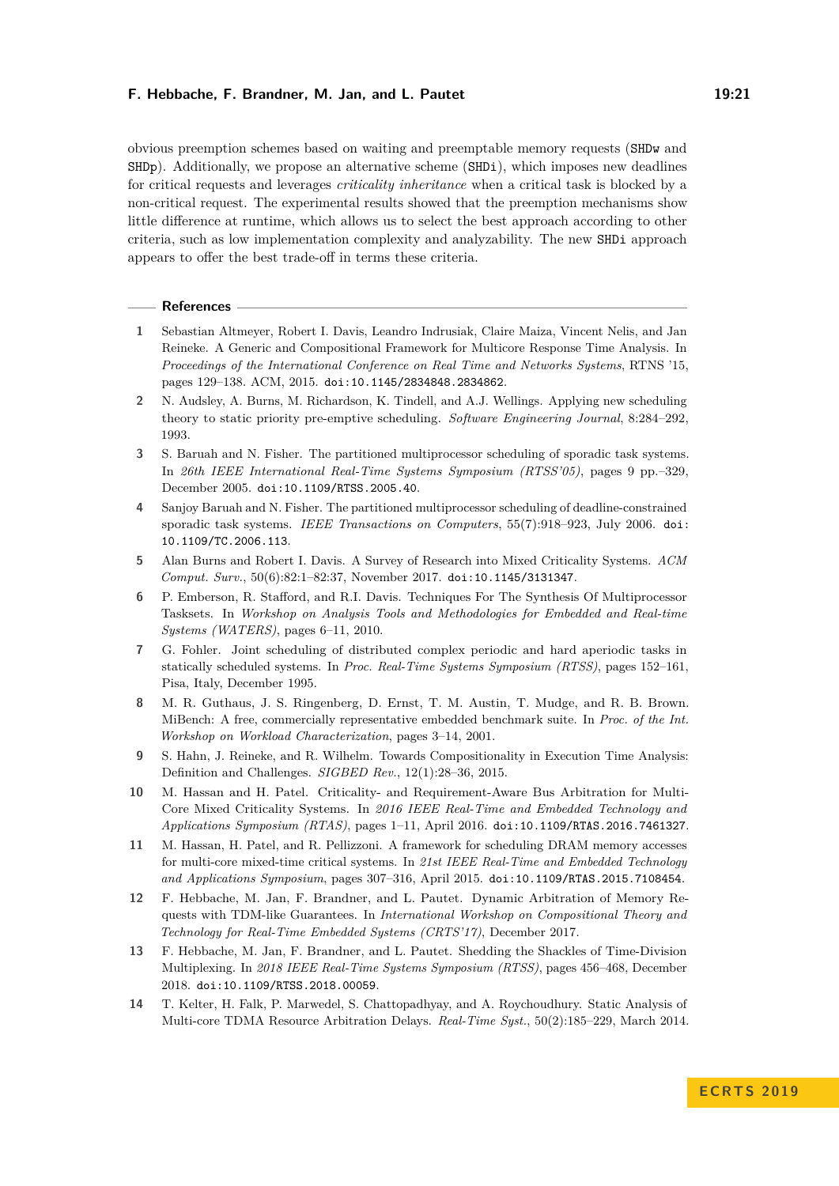obvious preemption schemes based on waiting and preemptable memory requests (SHDw and SHDp). Additionally, we propose an alternative scheme (SHDi), which imposes new deadlines for critical requests and leverages *criticality inheritance* when a critical task is blocked by a non-critical request. The experimental results showed that the preemption mechanisms show little difference at runtime, which allows us to select the best approach according to other criteria, such as low implementation complexity and analyzability. The new SHDi approach appears to offer the best trade-off in terms these criteria.

## References

1. Sebastian Altmeyer, Robert I. Davis, Leandro Indrusiak, Claire Maiza, Vincent Nelis, and Jan Reineke. A Generic and Compositional Framework for Multicore Response Time Analysis. In *Proceedings of the International Conference on Real Time and Networks Systems*, RTNS '15, pages 129–138. ACM, 2015. doi:10.1145/2834848.2834862.
2. N. Audsley, A. Burns, M. Richardson, K. Tindell, and A.J. Wellings. Applying new scheduling theory to static priority pre-emptive scheduling. *Software Engineering Journal*, 8:284–292, 1993.
3. S. Baruah and N. Fisher. The partitioned multiprocessor scheduling of sporadic task systems. In *26th IEEE International Real-Time Systems Symposium (RTSS'05)*, pages 9 pp.–329, December 2005. doi:10.1109/RTSS.2005.40.
4. Sanjoy Baruah and N. Fisher. The partitioned multiprocessor scheduling of deadline-constrained sporadic task systems. *IEEE Transactions on Computers*, 55(7):918–923, July 2006. doi:10.1109/TC.2006.113.
5. Alan Burns and Robert I. Davis. A Survey of Research into Mixed Criticality Systems. *ACM Comput. Surv.*, 50(6):82:1–82:37, November 2017. doi:10.1145/3131347.
6. P. Emberson, R. Stafford, and R.I. Davis. Techniques For The Synthesis Of Multiprocessor Tasksets. In *Workshop on Analysis Tools and Methodologies for Embedded and Real-time Systems (WATERS)*, pages 6–11, 2010.
7. G. Fohler. Joint scheduling of distributed complex periodic and hard aperiodic tasks in statically scheduled systems. In *Proc. Real-Time Systems Symposium (RTSS)*, pages 152–161, Pisa, Italy, December 1995.
8. M. R. Guthaus, J. S. Ringenberg, D. Ernst, T. M. Austin, T. Mudge, and R. B. Brown. MiBench: A free, commercially representative embedded benchmark suite. In *Proc. of the Int. Workshop on Workload Characterization*, pages 3–14, 2001.
9. S. Hahn, J. Reineke, and R. Wilhelm. Towards Compositionality in Execution Time Analysis: Definition and Challenges. *SIGBED Rev.*, 12(1):28–36, 2015.
10. M. Hassan and H. Patel. Criticality- and Requirement-Aware Bus Arbitration for Multi-Core Mixed Criticality Systems. In *2016 IEEE Real-Time and Embedded Technology and Applications Symposium (RTAS)*, pages 1–11, April 2016. doi:10.1109/RTAS.2016.7461327.
11. M. Hassan, H. Patel, and R. Pellizzoni. A framework for scheduling DRAM memory accesses for multi-core mixed-time critical systems. In *21st IEEE Real-Time and Embedded Technology and Applications Symposium*, pages 307–316, April 2015. doi:10.1109/RTAS.2015.7108454.
12. F. Hebbache, M. Jan, F. Brandner, and L. Pautet. Dynamic Arbitration of Memory Requests with TDM-like Guarantees. In *International Workshop on Compositional Theory and Technology for Real-Time Embedded Systems (CRTS'17)*, December 2017.
13. F. Hebbache, M. Jan, F. Brandner, and L. Pautet. Shedding the Shackles of Time-Division Multiplexing. In *2018 IEEE Real-Time Systems Symposium (RTSS)*, pages 456–468, December 2018. doi:10.1109/RTSS.2018.00059.
14. T. Kelter, H. Falk, P. Marwedel, S. Chattopadhyay, and A. Roychoudhury. Static Analysis of Multi-core TDMA Resource Arbitration Delays. *Real-Time Syst.*, 50(2):185–229, March 2014.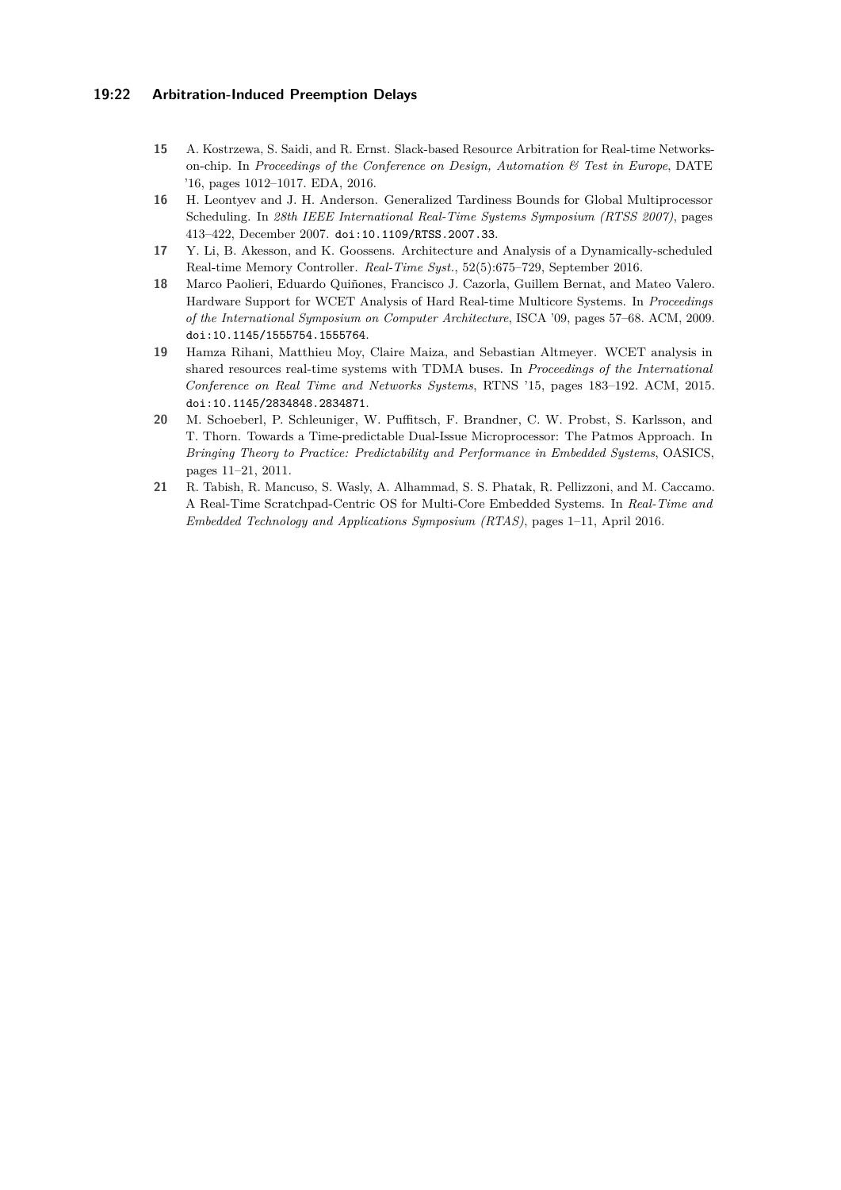15 A. Kostrzewa, S. Saidi, and R. Ernst. Slack-based Resource Arbitration for Real-time Networks-on-chip. In *Proceedings of the Conference on Design, Automation & Test in Europe*, DATE '16, pages 1012–1017. EDA, 2016.

16 H. Leontyev and J. H. Anderson. Generalized Tardiness Bounds for Global Multiprocessor Scheduling. In *28th IEEE International Real-Time Systems Symposium (RTSS 2007)*, pages 413–422, December 2007. doi:10.1109/RTSS.2007.33.

17 Y. Li, B. Akesson, and K. Goossens. Architecture and Analysis of a Dynamically-scheduled Real-time Memory Controller. *Real-Time Syst.*, 52(5):675–729, September 2016.

18 Marco Paolieri, Eduardo Quiñones, Francisco J. Cazorla, Guillem Bernat, and Mateo Valero. Hardware Support for WCET Analysis of Hard Real-time Multicore Systems. In *Proceedings of the International Symposium on Computer Architecture*, ISCA '09, pages 57–68. ACM, 2009. doi:10.1145/1555754.1555764.

19 Hamza Rihani, Matthieu Moy, Claire Maiza, and Sebastian Altmeyer. WCET analysis in shared resources real-time systems with TDMA buses. In *Proceedings of the International Conference on Real Time and Networks Systems*, RTNS '15, pages 183–192. ACM, 2015. doi:10.1145/2834848.2834871.

20 M. Schoeberl, P. Schleuniger, W. Puffitsch, F. Brandner, C. W. Probst, S. Karlsson, and T. Thorn. Towards a Time-predictable Dual-Issue Microprocessor: The Patmos Approach. In *Bringing Theory to Practice: Predictability and Performance in Embedded Systems*, OASICS, pages 11–21, 2011.

21 R. Tabish, R. Mancuso, S. Wasly, A. Alhammad, S. S. Phatak, R. Pellizzoni, and M. Caccamo. A Real-Time Scratchpad-Centric OS for Multi-Core Embedded Systems. In *Real-Time and Embedded Technology and Applications Symposium (RTAS)*, pages 1–11, April 2016.